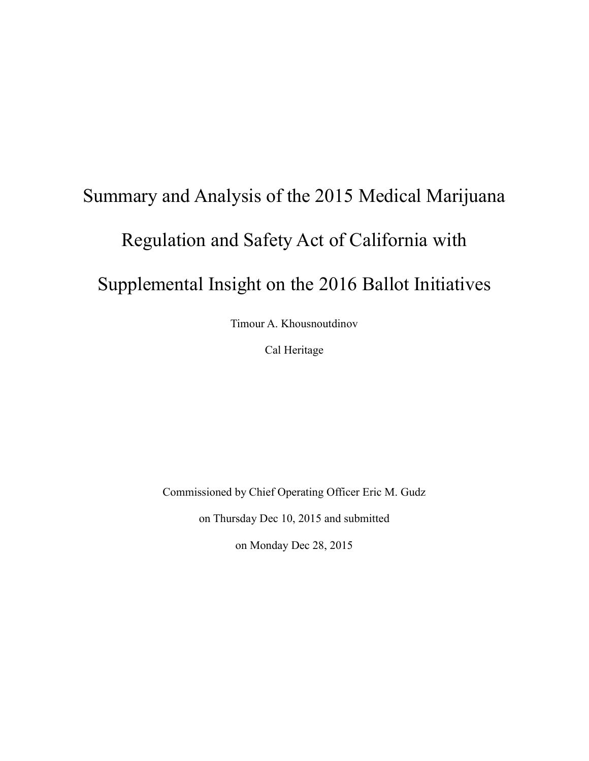# Summary and Analysis of the 2015 Medical Marijuana Regulation and Safety Act of California with Supplemental Insight on the 2016 Ballot Initiatives

Timour A. Khousnoutdinov

Cal Heritage

Commissioned by Chief Operating Officer Eric M. Gudz

on Thursday Dec 10, 2015 and submitted

on Monday Dec 28, 2015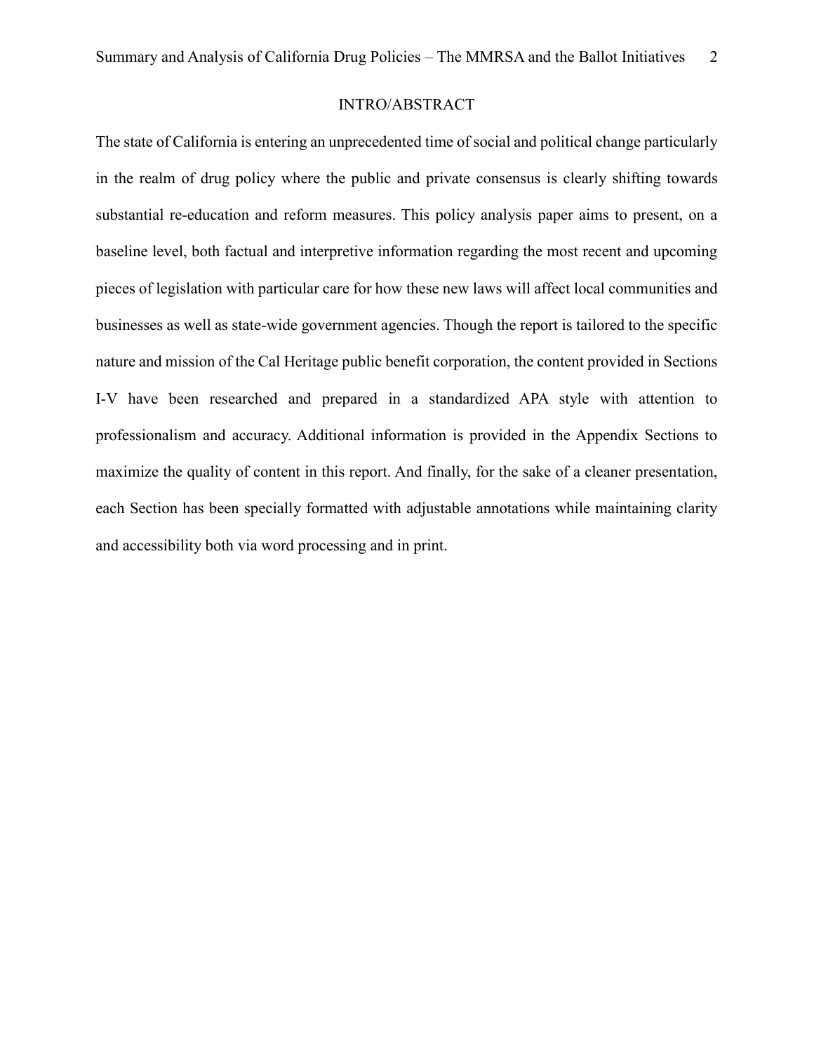## INTRO/ABSTRACT

The state of California is entering an unprecedented time of social and political change particularly in the realm of drug policy where the public and private consensus is clearly shifting towards substantial re-education and reform measures. This policy analysis paper aims to present, on a baseline level, both factual and interpretive information regarding the most recent and upcoming pieces of legislation with particular care for how these new laws will affect local communities and businesses as well as state-wide government agencies. Though the report is tailored to the specific nature and mission of the Cal Heritage public benefit corporation, the content provided in Sections I-V have been researched and prepared in a standardized APA style with attention to professionalism and accuracy. Additional information is provided in the Appendix Sections to maximize the quality of content in this report. And finally, for the sake of a cleaner presentation, each Section has been specially formatted with adjustable annotations while maintaining clarity and accessibility both via word processing and in print.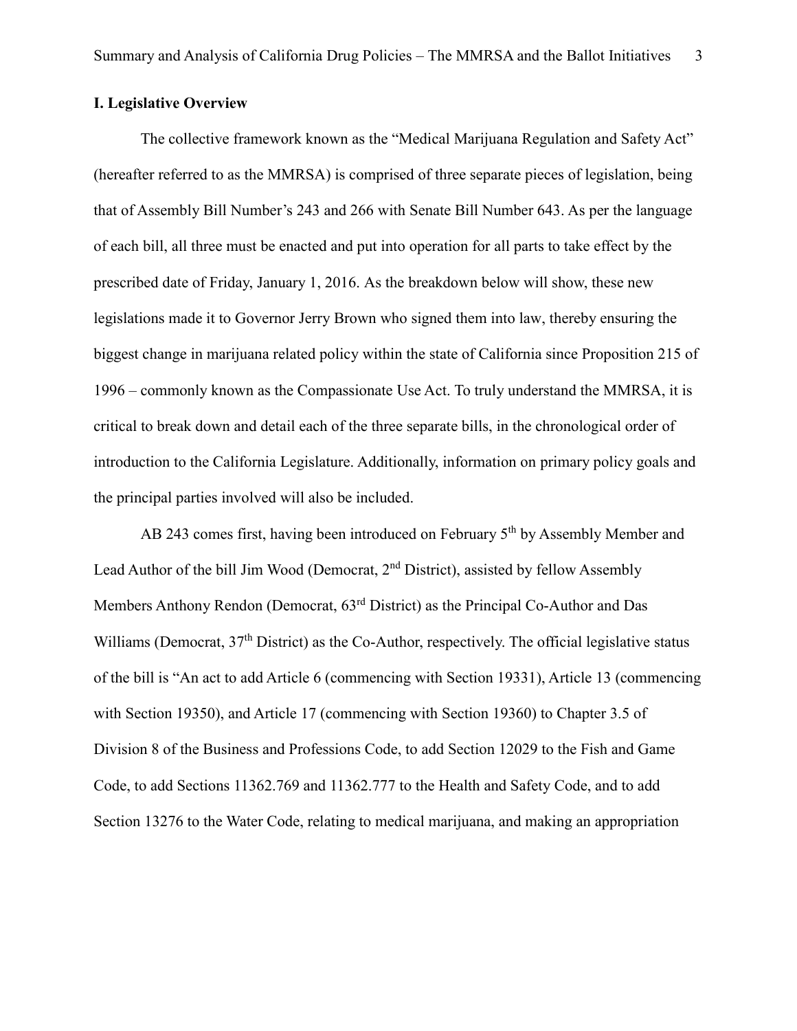## I. Legislative Overview

The collective framework known as the "Medical Marijuana Regulation and Safety Act" (hereafter referred to as the MMRSA) is comprised of three separate pieces of legislation, being that of Assembly Bill Number's 243 and 266 with Senate Bill Number 643. As per the language of each bill, all three must be enacted and put into operation for all parts to take effect by the prescribed date of Friday, January 1, 2016. As the breakdown below will show, these new legislations made it to Governor Jerry Brown who signed them into law, thereby ensuring the biggest change in marijuana related policy within the state of California since Proposition 215 of 1996 – commonly known as the Compassionate Use Act. To truly understand the MMRSA, it is critical to break down and detail each of the three separate bills, in the chronological order of introduction to the California Legislature. Additionally, information on primary policy goals and the principal parties involved will also be included.

AB 243 comes first, having been introduced on February 5th by Assembly Member and Lead Author of the bill Jim Wood (Democrat, 2nd District), assisted by fellow Assembly Members Anthony Rendon (Democrat, 63rd District) as the Principal Co-Author and Das Williams (Democrat, 37th District) as the Co-Author, respectively. The official legislative status of the bill is "An act to add Article 6 (commencing with Section 19331), Article 13 (commencing with Section 19350), and Article 17 (commencing with Section 19360) to Chapter 3.5 of Division 8 of the Business and Professions Code, to add Section 12029 to the Fish and Game Code, to add Sections 11362.769 and 11362.777 to the Health and Safety Code, and to add Section 13276 to the Water Code, relating to medical marijuana, and making an appropriation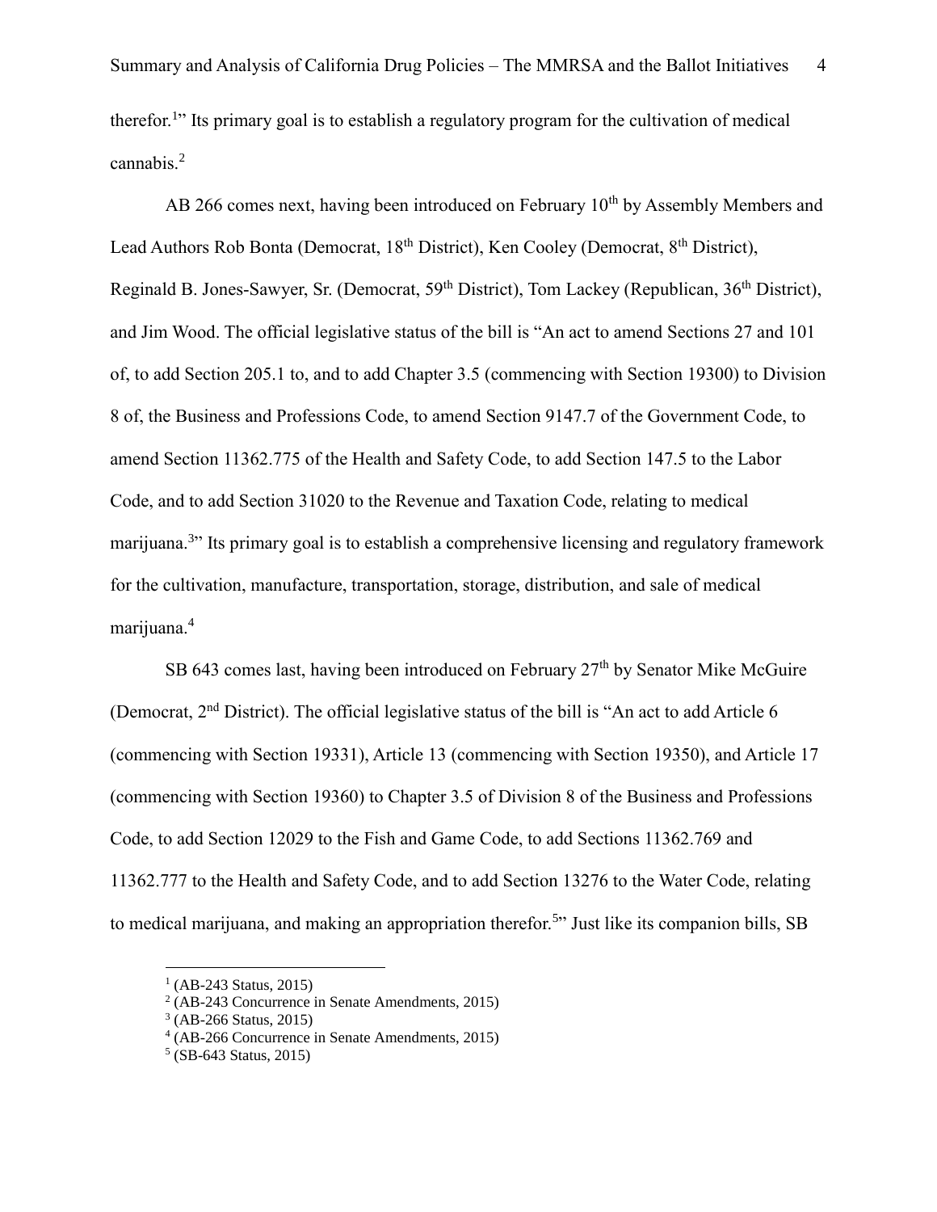therefor.[1]" Its primary goal is to establish a regulatory program for the cultivation of medical cannabis.[2]

AB 266 comes next, having been introduced on February 10th by Assembly Members and Lead Authors Rob Bonta (Democrat, 18th District), Ken Cooley (Democrat, 8th District), Reginald B. Jones-Sawyer, Sr. (Democrat, 59th District), Tom Lackey (Republican, 36th District), and Jim Wood. The official legislative status of the bill is "An act to amend Sections 27 and 101 of, to add Section 205.1 to, and to add Chapter 3.5 (commencing with Section 19300) to Division 8 of, the Business and Professions Code, to amend Section 9147.7 of the Government Code, to amend Section 11362.775 of the Health and Safety Code, to add Section 147.5 to the Labor Code, and to add Section 31020 to the Revenue and Taxation Code, relating to medical marijuana.[3]" Its primary goal is to establish a comprehensive licensing and regulatory framework for the cultivation, manufacture, transportation, storage, distribution, and sale of medical marijuana.[4]

SB 643 comes last, having been introduced on February 27th by Senator Mike McGuire (Democrat, 2nd District). The official legislative status of the bill is "An act to add Article 6 (commencing with Section 19331), Article 13 (commencing with Section 19350), and Article 17 (commencing with Section 19360) to Chapter 3.5 of Division 8 of the Business and Professions Code, to add Section 12029 to the Fish and Game Code, to add Sections 11362.769 and 11362.777 to the Health and Safety Code, and to add Section 13276 to the Water Code, relating to medical marijuana, and making an appropriation therefor.[5]" Just like its companion bills, SB

---

[1] (AB-243 Status, 2015)

[2] (AB-243 Concurrence in Senate Amendments, 2015)

[3] (AB-266 Status, 2015)

[4] (AB-266 Concurrence in Senate Amendments, 2015)

[5] (SB-643 Status, 2015)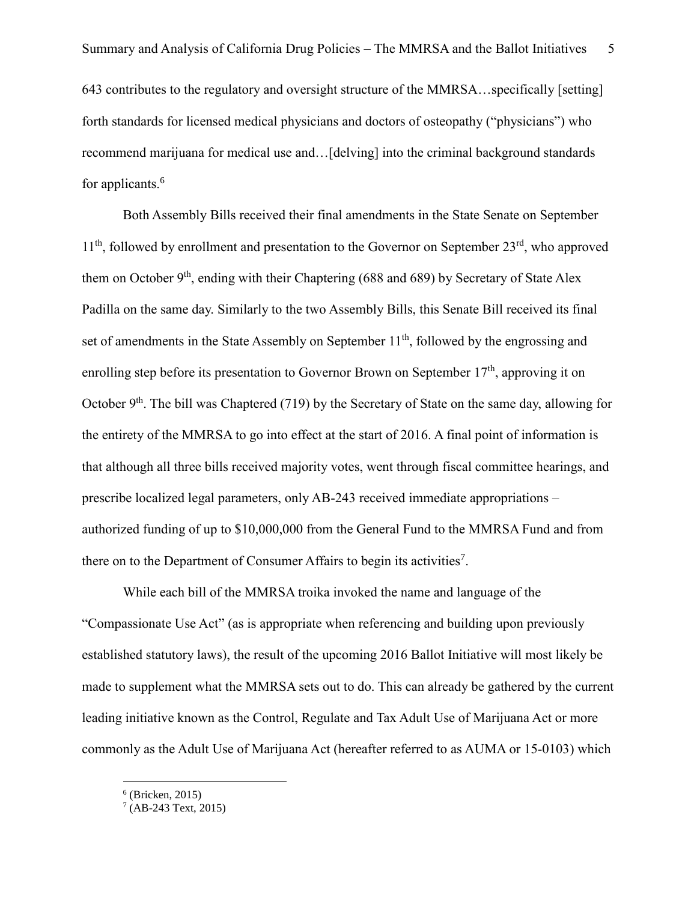643 contributes to the regulatory and oversight structure of the MMRSA…specifically [setting] forth standards for licensed medical physicians and doctors of osteopathy ("physicians") who recommend marijuana for medical use and…[delving] into the criminal background standards for applicants.[6]

Both Assembly Bills received their final amendments in the State Senate on September 11th, followed by enrollment and presentation to the Governor on September 23rd, who approved them on October 9th, ending with their Chaptering (688 and 689) by Secretary of State Alex Padilla on the same day. Similarly to the two Assembly Bills, this Senate Bill received its final set of amendments in the State Assembly on September 11th, followed by the engrossing and enrolling step before its presentation to Governor Brown on September 17th, approving it on October 9th. The bill was Chaptered (719) by the Secretary of State on the same day, allowing for the entirety of the MMRSA to go into effect at the start of 2016. A final point of information is that although all three bills received majority votes, went through fiscal committee hearings, and prescribe localized legal parameters, only AB-243 received immediate appropriations – authorized funding of up to $10,000,000 from the General Fund to the MMRSA Fund and from there on to the Department of Consumer Affairs to begin its activities[7].

While each bill of the MMRSA troika invoked the name and language of the "Compassionate Use Act" (as is appropriate when referencing and building upon previously established statutory laws), the result of the upcoming 2016 Ballot Initiative will most likely be made to supplement what the MMRSA sets out to do. This can already be gathered by the current leading initiative known as the Control, Regulate and Tax Adult Use of Marijuana Act or more commonly as the Adult Use of Marijuana Act (hereafter referred to as AUMA or 15-0103) which

[6] (Bricken, 2015)

[7] (AB-243 Text, 2015)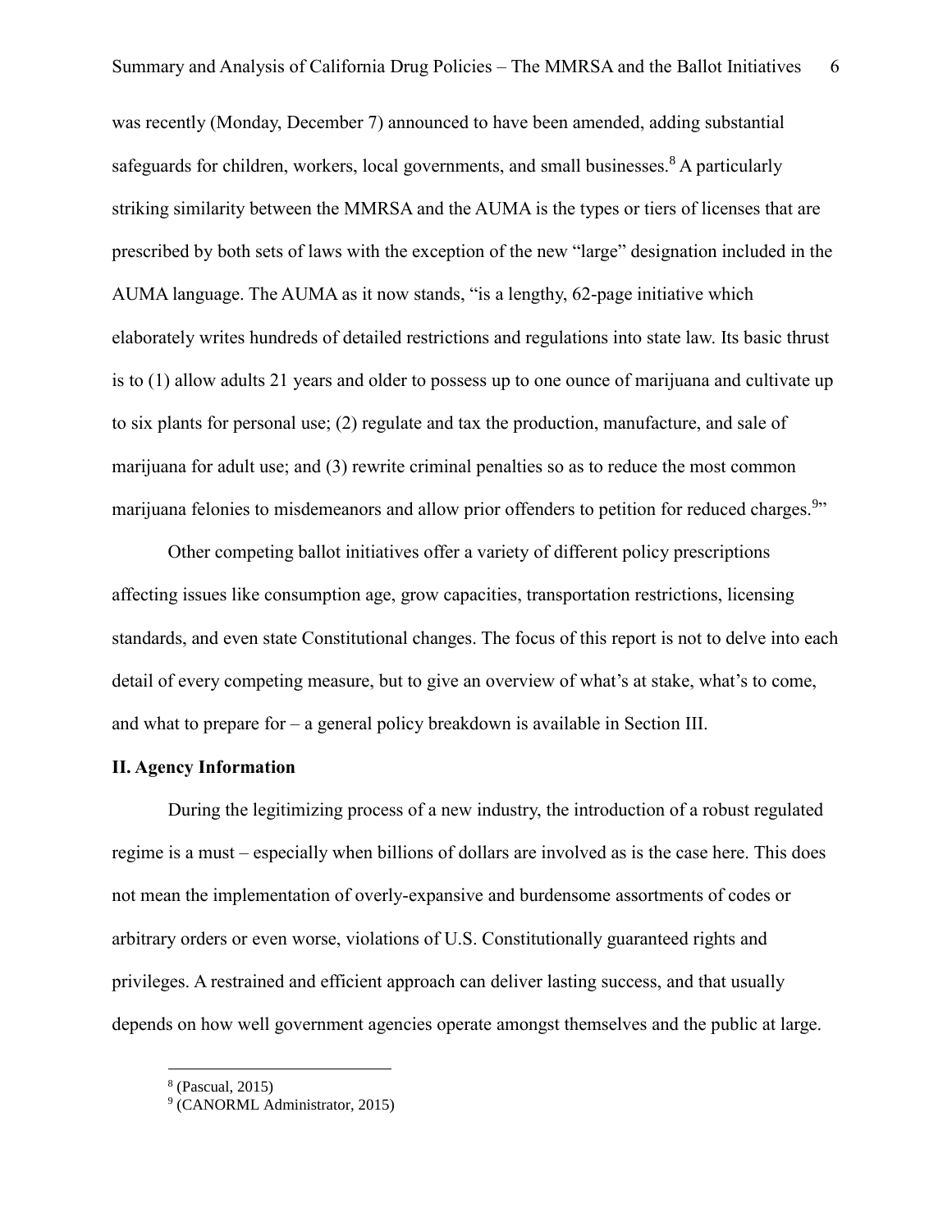was recently (Monday, December 7) announced to have been amended, adding substantial safeguards for children, workers, local governments, and small businesses.[8] A particularly striking similarity between the MMRSA and the AUMA is the types or tiers of licenses that are prescribed by both sets of laws with the exception of the new "large" designation included in the AUMA language. The AUMA as it now stands, "is a lengthy, 62-page initiative which elaborately writes hundreds of detailed restrictions and regulations into state law. Its basic thrust is to (1) allow adults 21 years and older to possess up to one ounce of marijuana and cultivate up to six plants for personal use; (2) regulate and tax the production, manufacture, and sale of marijuana for adult use; and (3) rewrite criminal penalties so as to reduce the most common marijuana felonies to misdemeanors and allow prior offenders to petition for reduced charges.[9]"

Other competing ballot initiatives offer a variety of different policy prescriptions affecting issues like consumption age, grow capacities, transportation restrictions, licensing standards, and even state Constitutional changes. The focus of this report is not to delve into each detail of every competing measure, but to give an overview of what's at stake, what's to come, and what to prepare for – a general policy breakdown is available in Section III.

## II. Agency Information

During the legitimizing process of a new industry, the introduction of a robust regulated regime is a must – especially when billions of dollars are involved as is the case here. This does not mean the implementation of overly-expansive and burdensome assortments of codes or arbitrary orders or even worse, violations of U.S. Constitutionally guaranteed rights and privileges. A restrained and efficient approach can deliver lasting success, and that usually depends on how well government agencies operate amongst themselves and the public at large.

[8] (Pascual, 2015)

[9] (CANORML Administrator, 2015)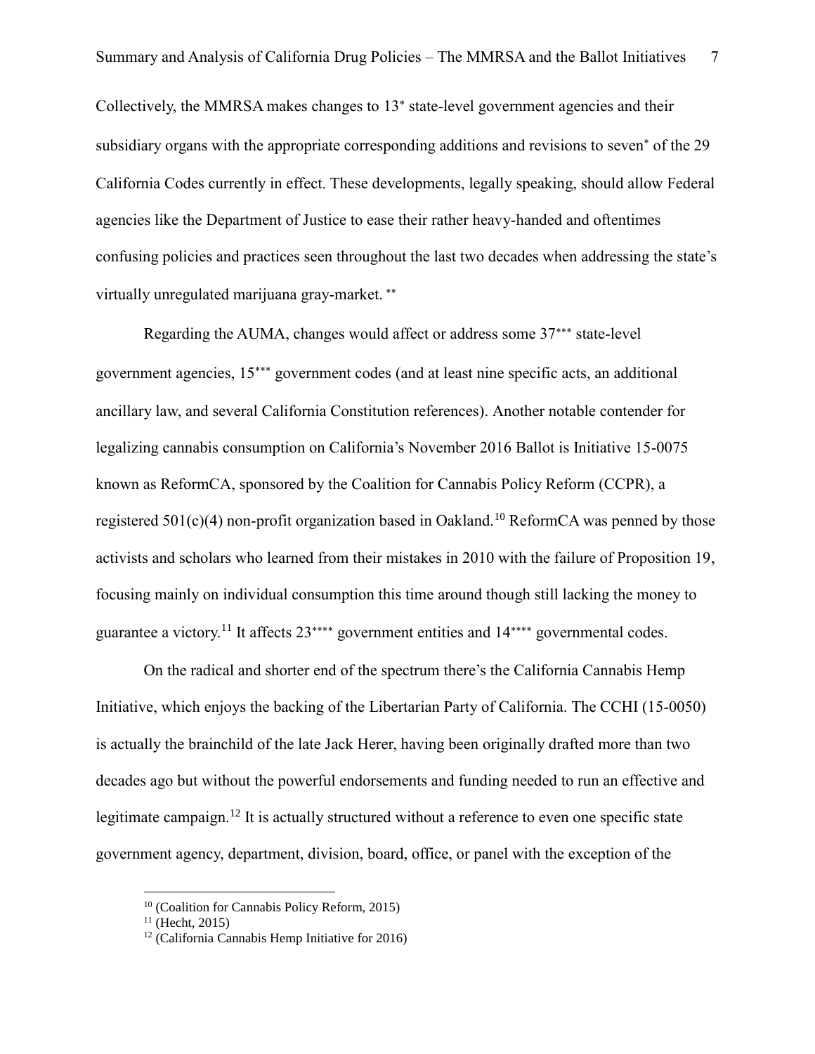Collectively, the MMRSA makes changes to 13* state-level government agencies and their subsidiary organs with the appropriate corresponding additions and revisions to seven* of the 29 California Codes currently in effect. These developments, legally speaking, should allow Federal agencies like the Department of Justice to ease their rather heavy-handed and oftentimes confusing policies and practices seen throughout the last two decades when addressing the state's virtually unregulated marijuana gray-market. **

Regarding the AUMA, changes would affect or address some 37*** state-level government agencies, 15*** government codes (and at least nine specific acts, an additional ancillary law, and several California Constitution references). Another notable contender for legalizing cannabis consumption on California's November 2016 Ballot is Initiative 15-0075 known as ReformCA, sponsored by the Coalition for Cannabis Policy Reform (CCPR), a registered 501(c)(4) non-profit organization based in Oakland.[10] ReformCA was penned by those activists and scholars who learned from their mistakes in 2010 with the failure of Proposition 19, focusing mainly on individual consumption this time around though still lacking the money to guarantee a victory.[11] It affects 23**** government entities and 14**** governmental codes.

On the radical and shorter end of the spectrum there's the California Cannabis Hemp Initiative, which enjoys the backing of the Libertarian Party of California. The CCHI (15-0050) is actually the brainchild of the late Jack Herer, having been originally drafted more than two decades ago but without the powerful endorsements and funding needed to run an effective and legitimate campaign.[12] It is actually structured without a reference to even one specific state government agency, department, division, board, office, or panel with the exception of the

---

[10] (Coalition for Cannabis Policy Reform, 2015)

[11] (Hecht, 2015)

[12] (California Cannabis Hemp Initiative for 2016)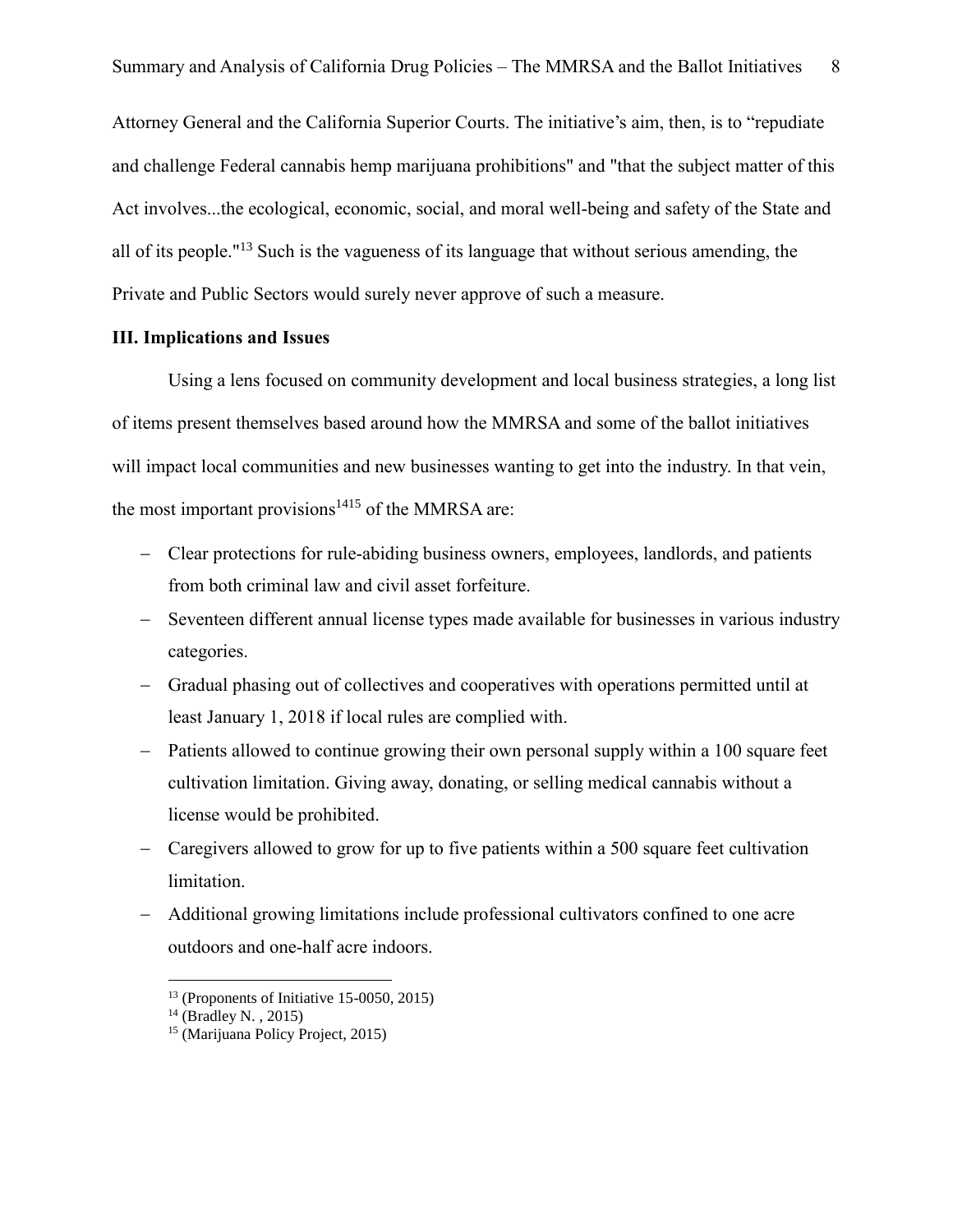Attorney General and the California Superior Courts. The initiative's aim, then, is to "repudiate and challenge Federal cannabis hemp marijuana prohibitions" and "that the subject matter of this Act involves...the ecological, economic, social, and moral well-being and safety of the State and all of its people."[13] Such is the vagueness of its language that without serious amending, the Private and Public Sectors would surely never approve of such a measure.

**III. Implications and Issues**

Using a lens focused on community development and local business strategies, a long list of items present themselves based around how the MMRSA and some of the ballot initiatives will impact local communities and new businesses wanting to get into the industry. In that vein, the most important provisions[14][15] of the MMRSA are:

- Clear protections for rule-abiding business owners, employees, landlords, and patients from both criminal law and civil asset forfeiture.
- Seventeen different annual license types made available for businesses in various industry categories.
- Gradual phasing out of collectives and cooperatives with operations permitted until at least January 1, 2018 if local rules are complied with.
- Patients allowed to continue growing their own personal supply within a 100 square feet cultivation limitation. Giving away, donating, or selling medical cannabis without a license would be prohibited.
- Caregivers allowed to grow for up to five patients within a 500 square feet cultivation limitation.
- Additional growing limitations include professional cultivators confined to one acre outdoors and one-half acre indoors.

[13] (Proponents of Initiative 15-0050, 2015)
[14] (Bradley N. , 2015)
[15] (Marijuana Policy Project, 2015)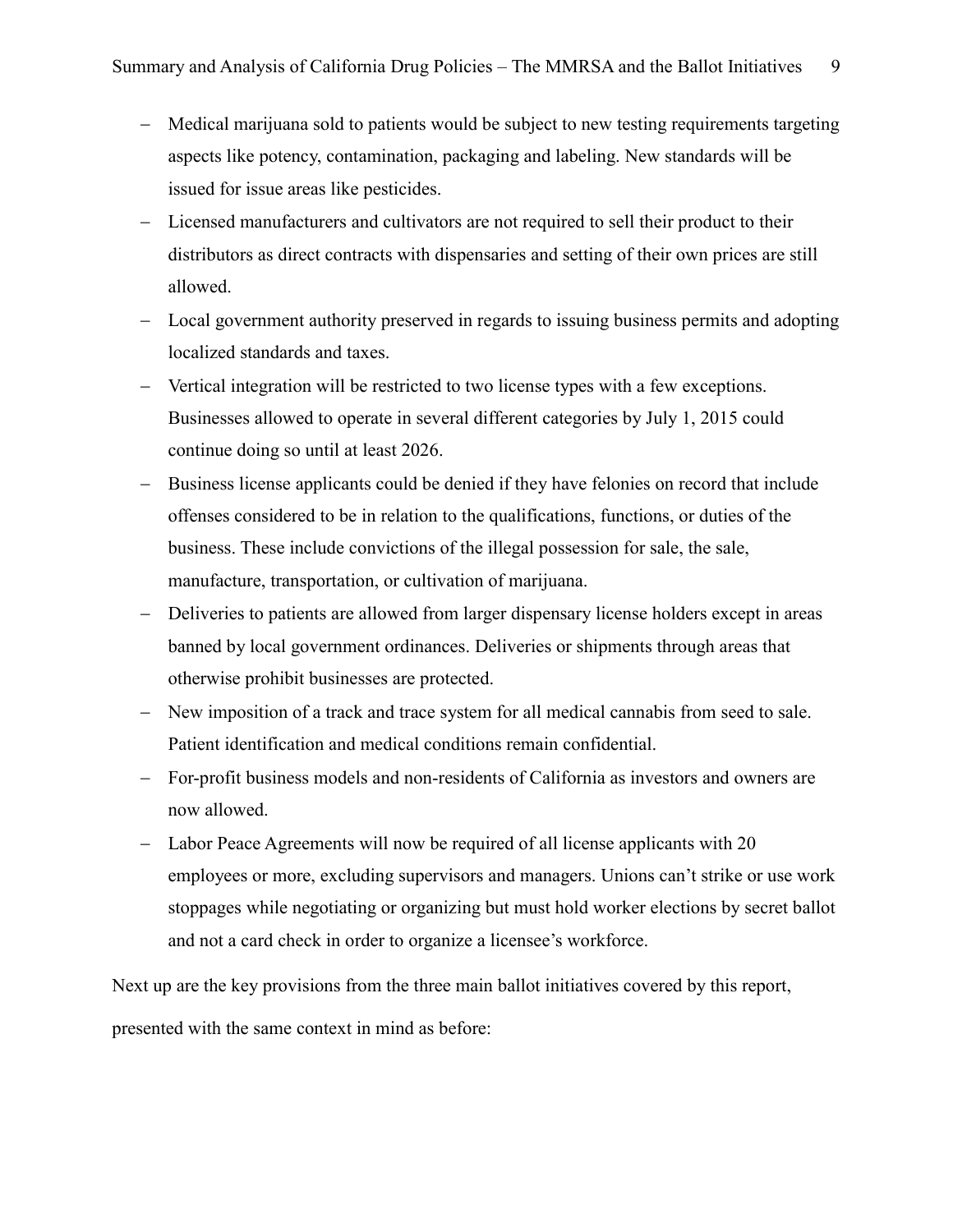- Medical marijuana sold to patients would be subject to new testing requirements targeting aspects like potency, contamination, packaging and labeling. New standards will be issued for issue areas like pesticides.
- Licensed manufacturers and cultivators are not required to sell their product to their distributors as direct contracts with dispensaries and setting of their own prices are still allowed.
- Local government authority preserved in regards to issuing business permits and adopting localized standards and taxes.
- Vertical integration will be restricted to two license types with a few exceptions. Businesses allowed to operate in several different categories by July 1, 2015 could continue doing so until at least 2026.
- Business license applicants could be denied if they have felonies on record that include offenses considered to be in relation to the qualifications, functions, or duties of the business. These include convictions of the illegal possession for sale, the sale, manufacture, transportation, or cultivation of marijuana.
- Deliveries to patients are allowed from larger dispensary license holders except in areas banned by local government ordinances. Deliveries or shipments through areas that otherwise prohibit businesses are protected.
- New imposition of a track and trace system for all medical cannabis from seed to sale. Patient identification and medical conditions remain confidential.
- For-profit business models and non-residents of California as investors and owners are now allowed.
- Labor Peace Agreements will now be required of all license applicants with 20 employees or more, excluding supervisors and managers. Unions can't strike or use work stoppages while negotiating or organizing but must hold worker elections by secret ballot and not a card check in order to organize a licensee's workforce.

Next up are the key provisions from the three main ballot initiatives covered by this report, presented with the same context in mind as before: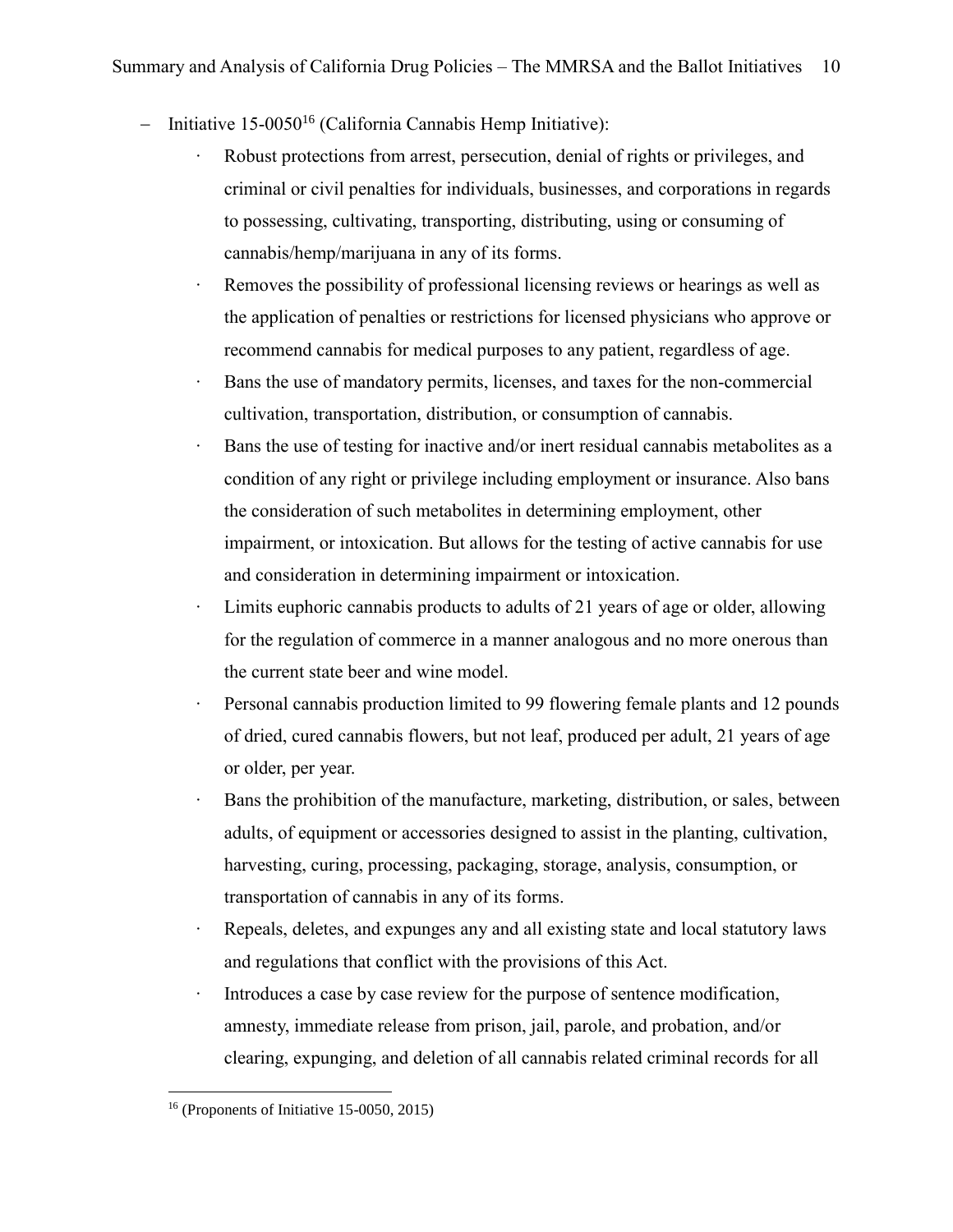- Initiative 15-0050[16] (California Cannabis Hemp Initiative):
  - Robust protections from arrest, persecution, denial of rights or privileges, and criminal or civil penalties for individuals, businesses, and corporations in regards to possessing, cultivating, transporting, distributing, using or consuming of cannabis/hemp/marijuana in any of its forms.
  - Removes the possibility of professional licensing reviews or hearings as well as the application of penalties or restrictions for licensed physicians who approve or recommend cannabis for medical purposes to any patient, regardless of age.
  - Bans the use of mandatory permits, licenses, and taxes for the non-commercial cultivation, transportation, distribution, or consumption of cannabis.
  - Bans the use of testing for inactive and/or inert residual cannabis metabolites as a condition of any right or privilege including employment or insurance. Also bans the consideration of such metabolites in determining employment, other impairment, or intoxication. But allows for the testing of active cannabis for use and consideration in determining impairment or intoxication.
  - Limits euphoric cannabis products to adults of 21 years of age or older, allowing for the regulation of commerce in a manner analogous and no more onerous than the current state beer and wine model.
  - Personal cannabis production limited to 99 flowering female plants and 12 pounds of dried, cured cannabis flowers, but not leaf, produced per adult, 21 years of age or older, per year.
  - Bans the prohibition of the manufacture, marketing, distribution, or sales, between adults, of equipment or accessories designed to assist in the planting, cultivation, harvesting, curing, processing, packaging, storage, analysis, consumption, or transportation of cannabis in any of its forms.
  - Repeals, deletes, and expunges any and all existing state and local statutory laws and regulations that conflict with the provisions of this Act.
  - Introduces a case by case review for the purpose of sentence modification, amnesty, immediate release from prison, jail, parole, and probation, and/or clearing, expunging, and deletion of all cannabis related criminal records for all

[16] (Proponents of Initiative 15-0050, 2015)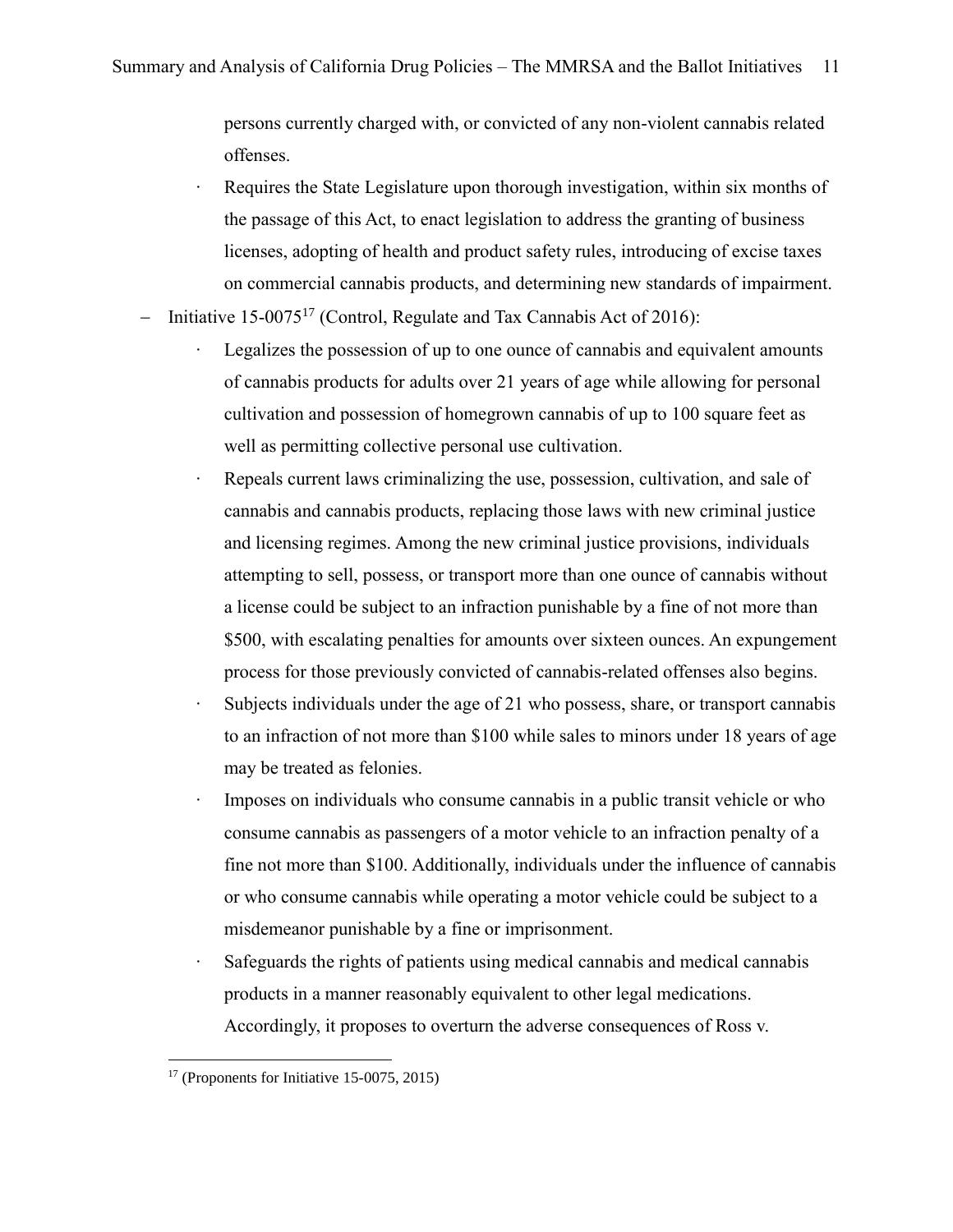persons currently charged with, or convicted of any non-violent cannabis related offenses.

- Requires the State Legislature upon thorough investigation, within six months of the passage of this Act, to enact legislation to address the granting of business licenses, adopting of health and product safety rules, introducing of excise taxes on commercial cannabis products, and determining new standards of impairment.

- Initiative 15-0075[17] (Control, Regulate and Tax Cannabis Act of 2016):
  - Legalizes the possession of up to one ounce of cannabis and equivalent amounts of cannabis products for adults over 21 years of age while allowing for personal cultivation and possession of homegrown cannabis of up to 100 square feet as well as permitting collective personal use cultivation.
  - Repeals current laws criminalizing the use, possession, cultivation, and sale of cannabis and cannabis products, replacing those laws with new criminal justice and licensing regimes. Among the new criminal justice provisions, individuals attempting to sell, possess, or transport more than one ounce of cannabis without a license could be subject to an infraction punishable by a fine of not more than $500, with escalating penalties for amounts over sixteen ounces. An expungement process for those previously convicted of cannabis-related offenses also begins.
  - Subjects individuals under the age of 21 who possess, share, or transport cannabis to an infraction of not more than $100 while sales to minors under 18 years of age may be treated as felonies.
  - Imposes on individuals who consume cannabis in a public transit vehicle or who consume cannabis as passengers of a motor vehicle to an infraction penalty of a fine not more than $100. Additionally, individuals under the influence of cannabis or who consume cannabis while operating a motor vehicle could be subject to a misdemeanor punishable by a fine or imprisonment.
  - Safeguards the rights of patients using medical cannabis and medical cannabis products in a manner reasonably equivalent to other legal medications. Accordingly, it proposes to overturn the adverse consequences of Ross v.

[17] (Proponents for Initiative 15-0075, 2015)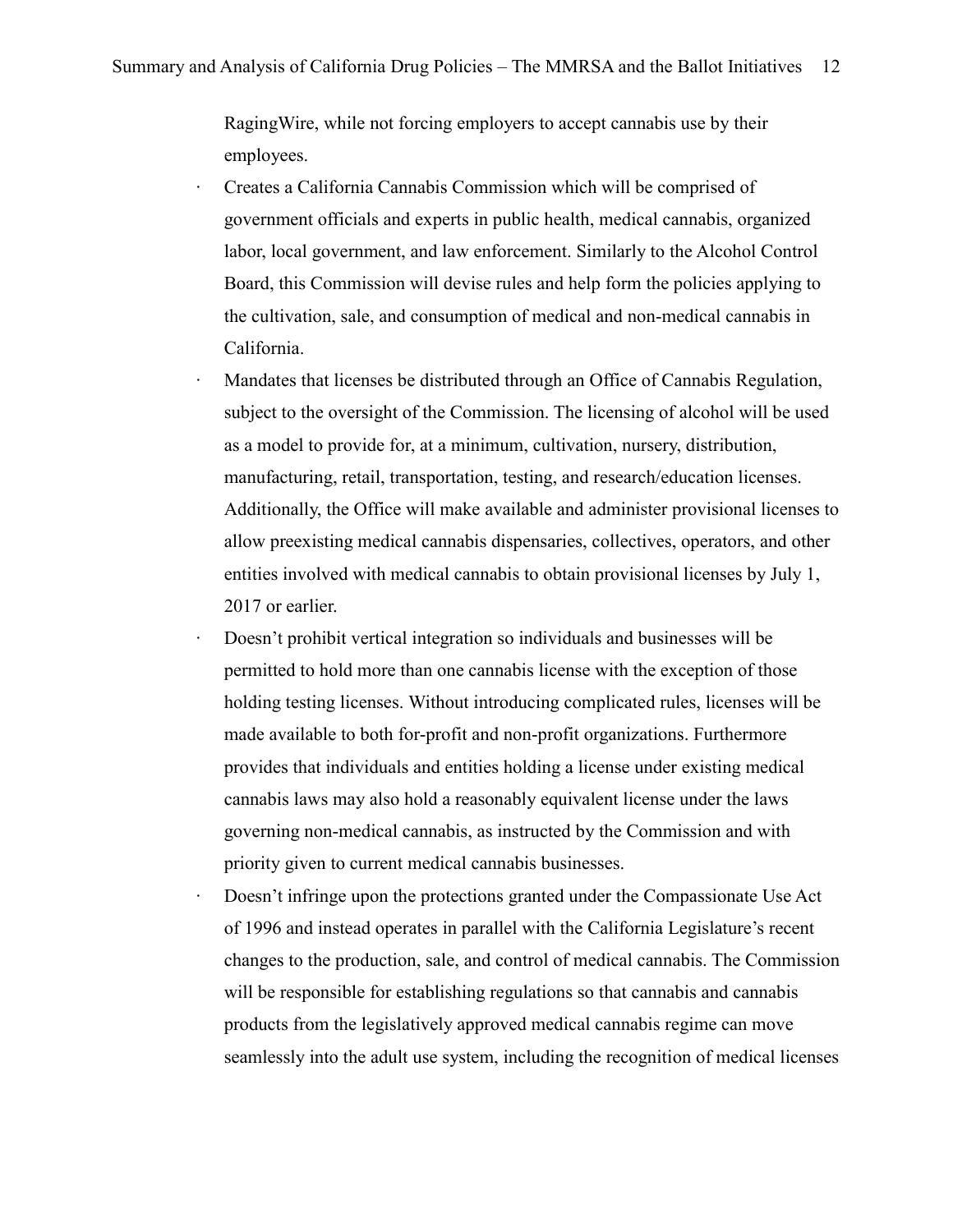RagingWire, while not forcing employers to accept cannabis use by their employees.

- Creates a California Cannabis Commission which will be comprised of government officials and experts in public health, medical cannabis, organized labor, local government, and law enforcement. Similarly to the Alcohol Control Board, this Commission will devise rules and help form the policies applying to the cultivation, sale, and consumption of medical and non-medical cannabis in California.
- Mandates that licenses be distributed through an Office of Cannabis Regulation, subject to the oversight of the Commission. The licensing of alcohol will be used as a model to provide for, at a minimum, cultivation, nursery, distribution, manufacturing, retail, transportation, testing, and research/education licenses. Additionally, the Office will make available and administer provisional licenses to allow preexisting medical cannabis dispensaries, collectives, operators, and other entities involved with medical cannabis to obtain provisional licenses by July 1, 2017 or earlier.
- Doesn't prohibit vertical integration so individuals and businesses will be permitted to hold more than one cannabis license with the exception of those holding testing licenses. Without introducing complicated rules, licenses will be made available to both for-profit and non-profit organizations. Furthermore provides that individuals and entities holding a license under existing medical cannabis laws may also hold a reasonably equivalent license under the laws governing non-medical cannabis, as instructed by the Commission and with priority given to current medical cannabis businesses.
- Doesn't infringe upon the protections granted under the Compassionate Use Act of 1996 and instead operates in parallel with the California Legislature's recent changes to the production, sale, and control of medical cannabis. The Commission will be responsible for establishing regulations so that cannabis and cannabis products from the legislatively approved medical cannabis regime can move seamlessly into the adult use system, including the recognition of medical licenses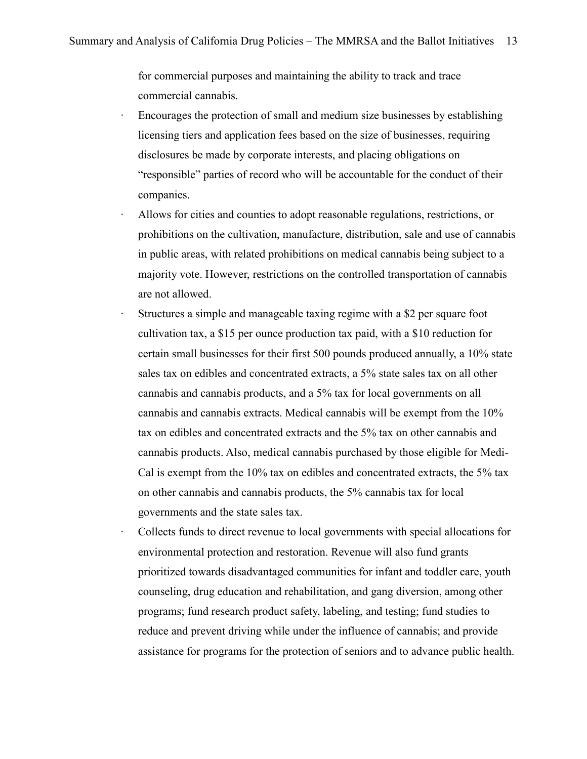for commercial purposes and maintaining the ability to track and trace commercial cannabis.

- Encourages the protection of small and medium size businesses by establishing licensing tiers and application fees based on the size of businesses, requiring disclosures be made by corporate interests, and placing obligations on "responsible" parties of record who will be accountable for the conduct of their companies.
- Allows for cities and counties to adopt reasonable regulations, restrictions, or prohibitions on the cultivation, manufacture, distribution, sale and use of cannabis in public areas, with related prohibitions on medical cannabis being subject to a majority vote. However, restrictions on the controlled transportation of cannabis are not allowed.
- Structures a simple and manageable taxing regime with a $2 per square foot cultivation tax, a $15 per ounce production tax paid, with a $10 reduction for certain small businesses for their first 500 pounds produced annually, a 10% state sales tax on edibles and concentrated extracts, a 5% state sales tax on all other cannabis and cannabis products, and a 5% tax for local governments on all cannabis and cannabis extracts. Medical cannabis will be exempt from the 10% tax on edibles and concentrated extracts and the 5% tax on other cannabis and cannabis products. Also, medical cannabis purchased by those eligible for Medi-Cal is exempt from the 10% tax on edibles and concentrated extracts, the 5% tax on other cannabis and cannabis products, the 5% cannabis tax for local governments and the state sales tax.
- Collects funds to direct revenue to local governments with special allocations for environmental protection and restoration. Revenue will also fund grants prioritized towards disadvantaged communities for infant and toddler care, youth counseling, drug education and rehabilitation, and gang diversion, among other programs; fund research product safety, labeling, and testing; fund studies to reduce and prevent driving while under the influence of cannabis; and provide assistance for programs for the protection of seniors and to advance public health.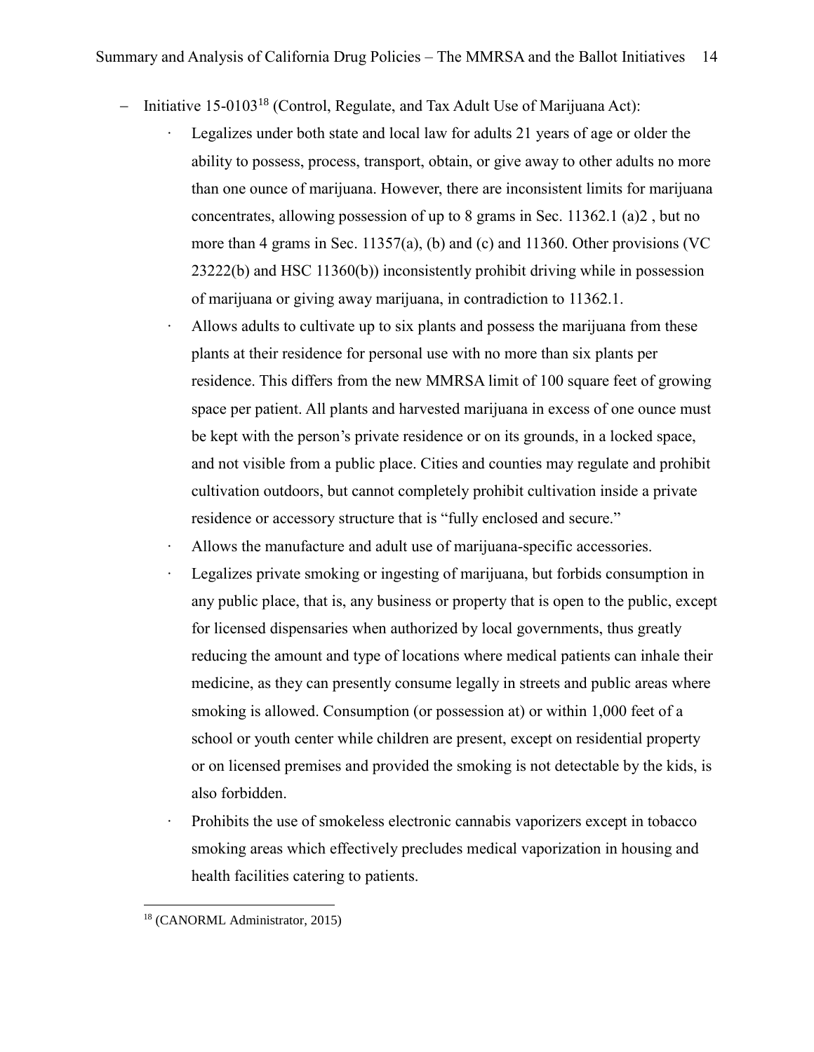- Initiative 15-0103[18] (Control, Regulate, and Tax Adult Use of Marijuana Act):
  - Legalizes under both state and local law for adults 21 years of age or older the ability to possess, process, transport, obtain, or give away to other adults no more than one ounce of marijuana. However, there are inconsistent limits for marijuana concentrates, allowing possession of up to 8 grams in Sec. 11362.1 (a)2 , but no more than 4 grams in Sec. 11357(a), (b) and (c) and 11360. Other provisions (VC 23222(b) and HSC 11360(b)) inconsistently prohibit driving while in possession of marijuana or giving away marijuana, in contradiction to 11362.1.
  - Allows adults to cultivate up to six plants and possess the marijuana from these plants at their residence for personal use with no more than six plants per residence. This differs from the new MMRSA limit of 100 square feet of growing space per patient. All plants and harvested marijuana in excess of one ounce must be kept with the person's private residence or on its grounds, in a locked space, and not visible from a public place. Cities and counties may regulate and prohibit cultivation outdoors, but cannot completely prohibit cultivation inside a private residence or accessory structure that is "fully enclosed and secure."
  - Allows the manufacture and adult use of marijuana-specific accessories.
  - Legalizes private smoking or ingesting of marijuana, but forbids consumption in any public place, that is, any business or property that is open to the public, except for licensed dispensaries when authorized by local governments, thus greatly reducing the amount and type of locations where medical patients can inhale their medicine, as they can presently consume legally in streets and public areas where smoking is allowed. Consumption (or possession at) or within 1,000 feet of a school or youth center while children are present, except on residential property or on licensed premises and provided the smoking is not detectable by the kids, is also forbidden.
  - Prohibits the use of smokeless electronic cannabis vaporizers except in tobacco smoking areas which effectively precludes medical vaporization in housing and health facilities catering to patients.

[18] (CANORML Administrator, 2015)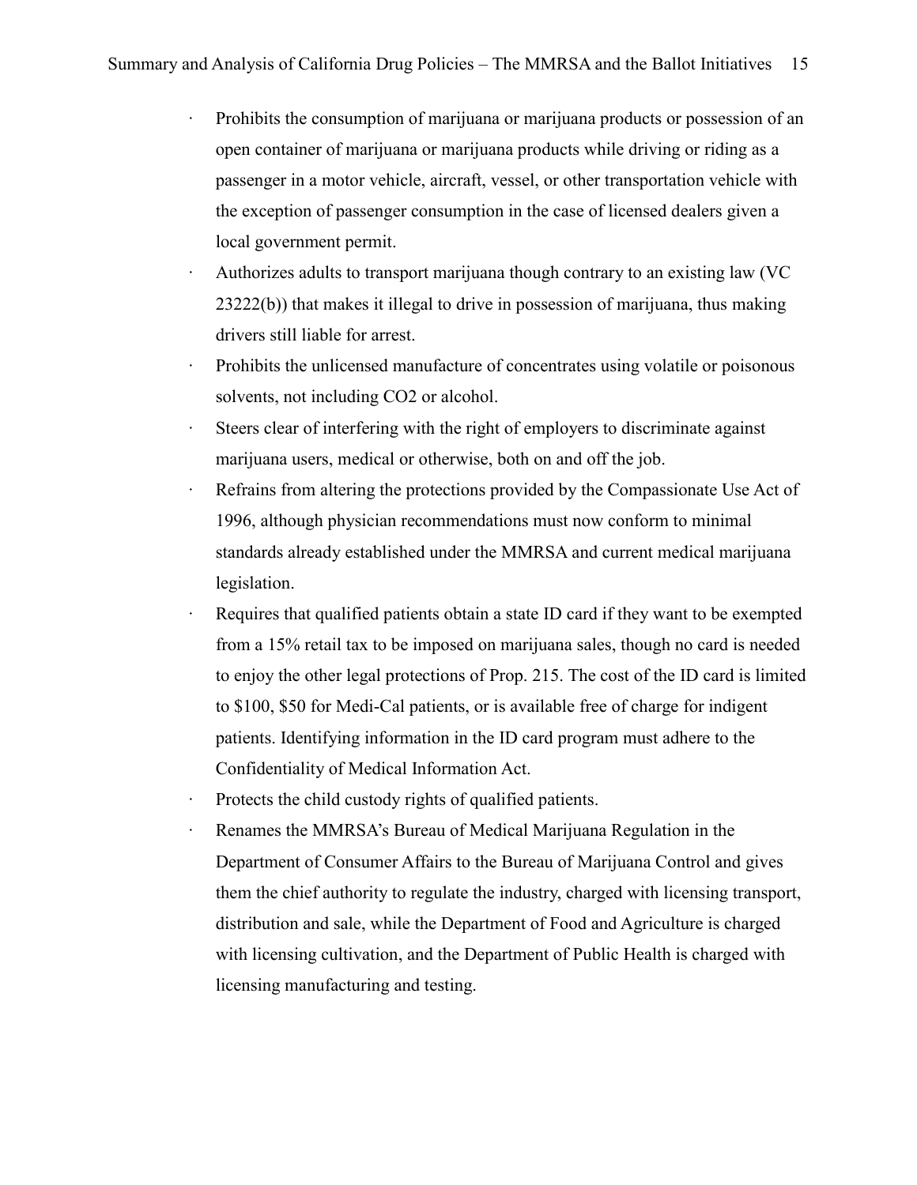- Prohibits the consumption of marijuana or marijuana products or possession of an open container of marijuana or marijuana products while driving or riding as a passenger in a motor vehicle, aircraft, vessel, or other transportation vehicle with the exception of passenger consumption in the case of licensed dealers given a local government permit.
- Authorizes adults to transport marijuana though contrary to an existing law (VC 23222(b)) that makes it illegal to drive in possession of marijuana, thus making drivers still liable for arrest.
- Prohibits the unlicensed manufacture of concentrates using volatile or poisonous solvents, not including $CO_2$ or alcohol.
- Steers clear of interfering with the right of employers to discriminate against marijuana users, medical or otherwise, both on and off the job.
- Refrains from altering the protections provided by the Compassionate Use Act of 1996, although physician recommendations must now conform to minimal standards already established under the MMRSA and current medical marijuana legislation.
- Requires that qualified patients obtain a state ID card if they want to be exempted from a 15% retail tax to be imposed on marijuana sales, though no card is needed to enjoy the other legal protections of Prop. 215. The cost of the ID card is limited to $100, $50 for Medi-Cal patients, or is available free of charge for indigent patients. Identifying information in the ID card program must adhere to the Confidentiality of Medical Information Act.
- Protects the child custody rights of qualified patients.
- Renames the MMRSA's Bureau of Medical Marijuana Regulation in the Department of Consumer Affairs to the Bureau of Marijuana Control and gives them the chief authority to regulate the industry, charged with licensing transport, distribution and sale, while the Department of Food and Agriculture is charged with licensing cultivation, and the Department of Public Health is charged with licensing manufacturing and testing.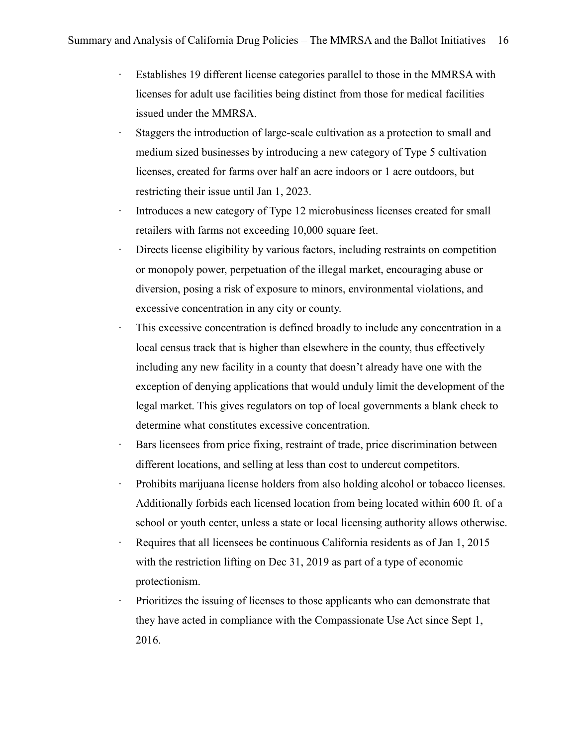- Establishes 19 different license categories parallel to those in the MMRSA with licenses for adult use facilities being distinct from those for medical facilities issued under the MMRSA.
- Staggers the introduction of large-scale cultivation as a protection to small and medium sized businesses by introducing a new category of Type 5 cultivation licenses, created for farms over half an acre indoors or 1 acre outdoors, but restricting their issue until Jan 1, 2023.
- Introduces a new category of Type 12 microbusiness licenses created for small retailers with farms not exceeding 10,000 square feet.
- Directs license eligibility by various factors, including restraints on competition or monopoly power, perpetuation of the illegal market, encouraging abuse or diversion, posing a risk of exposure to minors, environmental violations, and excessive concentration in any city or county.
- This excessive concentration is defined broadly to include any concentration in a local census track that is higher than elsewhere in the county, thus effectively including any new facility in a county that doesn't already have one with the exception of denying applications that would unduly limit the development of the legal market. This gives regulators on top of local governments a blank check to determine what constitutes excessive concentration.
- Bars licensees from price fixing, restraint of trade, price discrimination between different locations, and selling at less than cost to undercut competitors.
- Prohibits marijuana license holders from also holding alcohol or tobacco licenses. Additionally forbids each licensed location from being located within 600 ft. of a school or youth center, unless a state or local licensing authority allows otherwise.
- Requires that all licensees be continuous California residents as of Jan 1, 2015 with the restriction lifting on Dec 31, 2019 as part of a type of economic protectionism.
- Prioritizes the issuing of licenses to those applicants who can demonstrate that they have acted in compliance with the Compassionate Use Act since Sept 1, 2016.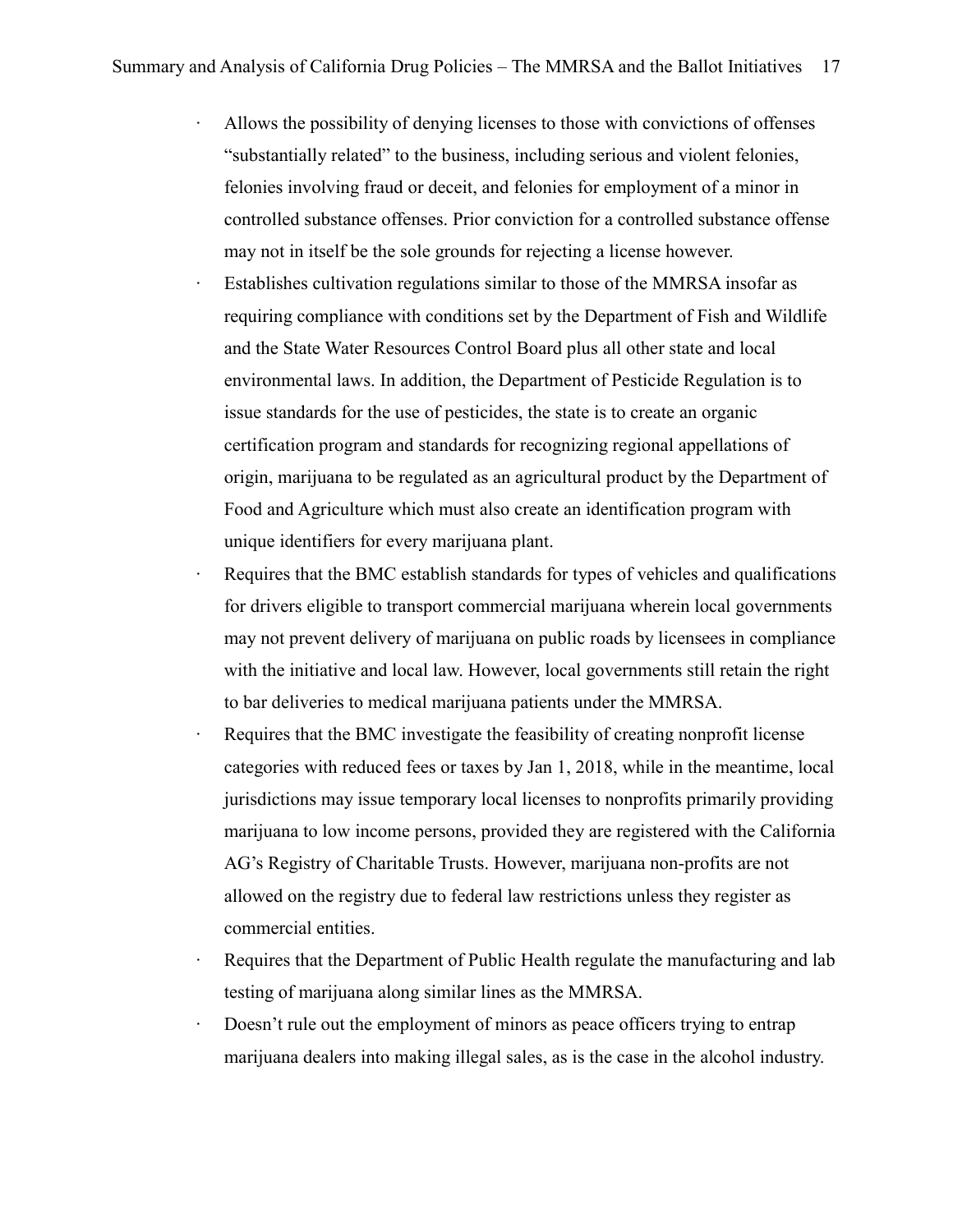- Allows the possibility of denying licenses to those with convictions of offenses "substantially related" to the business, including serious and violent felonies, felonies involving fraud or deceit, and felonies for employment of a minor in controlled substance offenses. Prior conviction for a controlled substance offense may not in itself be the sole grounds for rejecting a license however.
- Establishes cultivation regulations similar to those of the MMRSA insofar as requiring compliance with conditions set by the Department of Fish and Wildlife and the State Water Resources Control Board plus all other state and local environmental laws. In addition, the Department of Pesticide Regulation is to issue standards for the use of pesticides, the state is to create an organic certification program and standards for recognizing regional appellations of origin, marijuana to be regulated as an agricultural product by the Department of Food and Agriculture which must also create an identification program with unique identifiers for every marijuana plant.
- Requires that the BMC establish standards for types of vehicles and qualifications for drivers eligible to transport commercial marijuana wherein local governments may not prevent delivery of marijuana on public roads by licensees in compliance with the initiative and local law. However, local governments still retain the right to bar deliveries to medical marijuana patients under the MMRSA.
- Requires that the BMC investigate the feasibility of creating nonprofit license categories with reduced fees or taxes by Jan 1, 2018, while in the meantime, local jurisdictions may issue temporary local licenses to nonprofits primarily providing marijuana to low income persons, provided they are registered with the California AG's Registry of Charitable Trusts. However, marijuana non-profits are not allowed on the registry due to federal law restrictions unless they register as commercial entities.
- Requires that the Department of Public Health regulate the manufacturing and lab testing of marijuana along similar lines as the MMRSA.
- Doesn't rule out the employment of minors as peace officers trying to entrap marijuana dealers into making illegal sales, as is the case in the alcohol industry.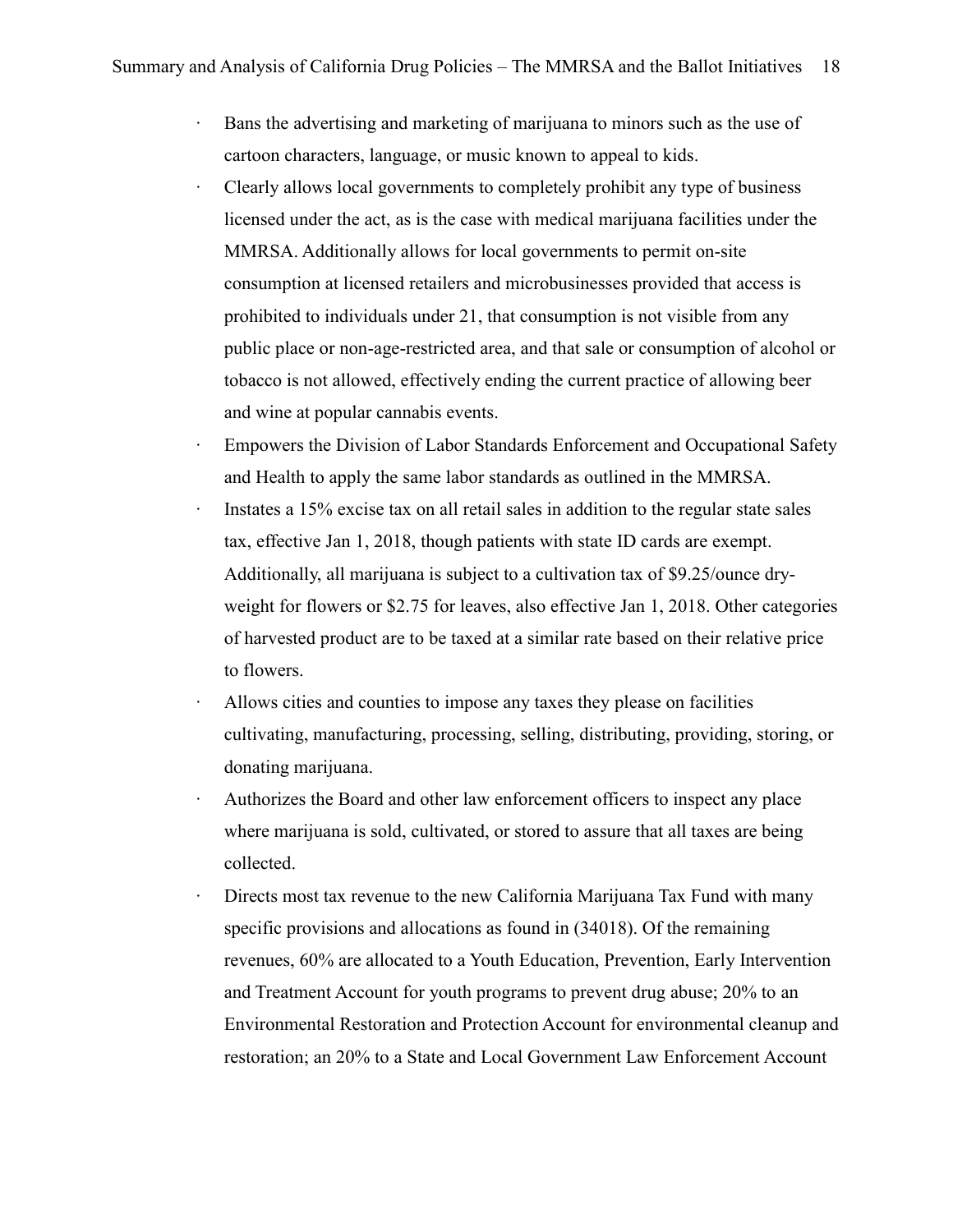- Bans the advertising and marketing of marijuana to minors such as the use of cartoon characters, language, or music known to appeal to kids.
- Clearly allows local governments to completely prohibit any type of business licensed under the act, as is the case with medical marijuana facilities under the MMRSA. Additionally allows for local governments to permit on-site consumption at licensed retailers and microbusinesses provided that access is prohibited to individuals under 21, that consumption is not visible from any public place or non-age-restricted area, and that sale or consumption of alcohol or tobacco is not allowed, effectively ending the current practice of allowing beer and wine at popular cannabis events.
- Empowers the Division of Labor Standards Enforcement and Occupational Safety and Health to apply the same labor standards as outlined in the MMRSA.
- Instates a 15% excise tax on all retail sales in addition to the regular state sales tax, effective Jan 1, 2018, though patients with state ID cards are exempt. Additionally, all marijuana is subject to a cultivation tax of $9.25/ounce dry-weight for flowers or $2.75 for leaves, also effective Jan 1, 2018. Other categories of harvested product are to be taxed at a similar rate based on their relative price to flowers.
- Allows cities and counties to impose any taxes they please on facilities cultivating, manufacturing, processing, selling, distributing, providing, storing, or donating marijuana.
- Authorizes the Board and other law enforcement officers to inspect any place where marijuana is sold, cultivated, or stored to assure that all taxes are being collected.
- Directs most tax revenue to the new California Marijuana Tax Fund with many specific provisions and allocations as found in (34018). Of the remaining revenues, 60% are allocated to a Youth Education, Prevention, Early Intervention and Treatment Account for youth programs to prevent drug abuse; 20% to an Environmental Restoration and Protection Account for environmental cleanup and restoration; an 20% to a State and Local Government Law Enforcement Account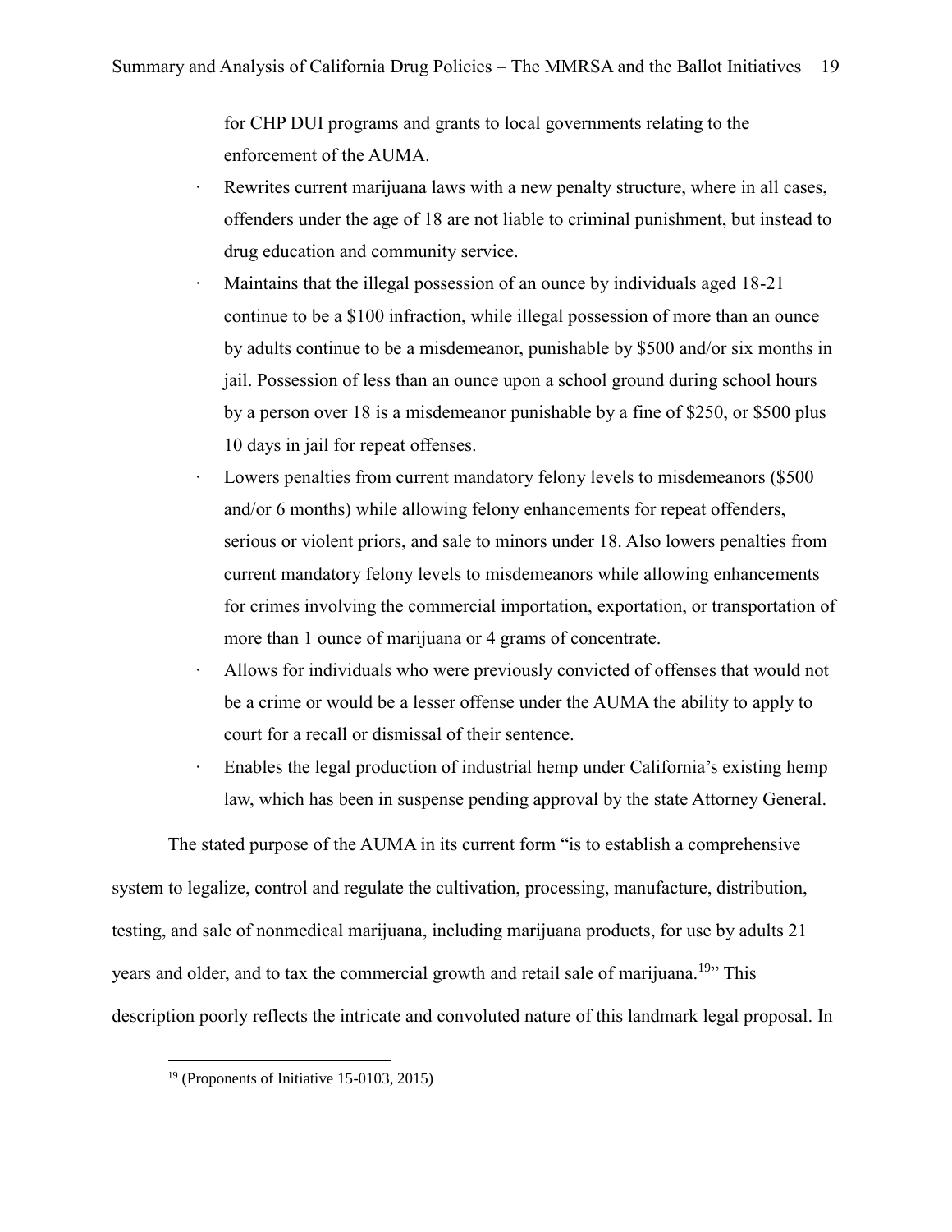for CHP DUI programs and grants to local governments relating to the enforcement of the AUMA.

- Rewrites current marijuana laws with a new penalty structure, where in all cases, offenders under the age of 18 are not liable to criminal punishment, but instead to drug education and community service.
- Maintains that the illegal possession of an ounce by individuals aged 18-21 continue to be a $100 infraction, while illegal possession of more than an ounce by adults continue to be a misdemeanor, punishable by $500 and/or six months in jail. Possession of less than an ounce upon a school ground during school hours by a person over 18 is a misdemeanor punishable by a fine of $250, or $500 plus 10 days in jail for repeat offenses.
- Lowers penalties from current mandatory felony levels to misdemeanors ($500 and/or 6 months) while allowing felony enhancements for repeat offenders, serious or violent priors, and sale to minors under 18. Also lowers penalties from current mandatory felony levels to misdemeanors while allowing enhancements for crimes involving the commercial importation, exportation, or transportation of more than 1 ounce of marijuana or 4 grams of concentrate.
- Allows for individuals who were previously convicted of offenses that would not be a crime or would be a lesser offense under the AUMA the ability to apply to court for a recall or dismissal of their sentence.
- Enables the legal production of industrial hemp under California's existing hemp law, which has been in suspense pending approval by the state Attorney General.

The stated purpose of the AUMA in its current form "is to establish a comprehensive system to legalize, control and regulate the cultivation, processing, manufacture, distribution, testing, and sale of nonmedical marijuana, including marijuana products, for use by adults 21 years and older, and to tax the commercial growth and retail sale of marijuana.[19]" This description poorly reflects the intricate and convoluted nature of this landmark legal proposal. In

[19] (Proponents of Initiative 15-0103, 2015)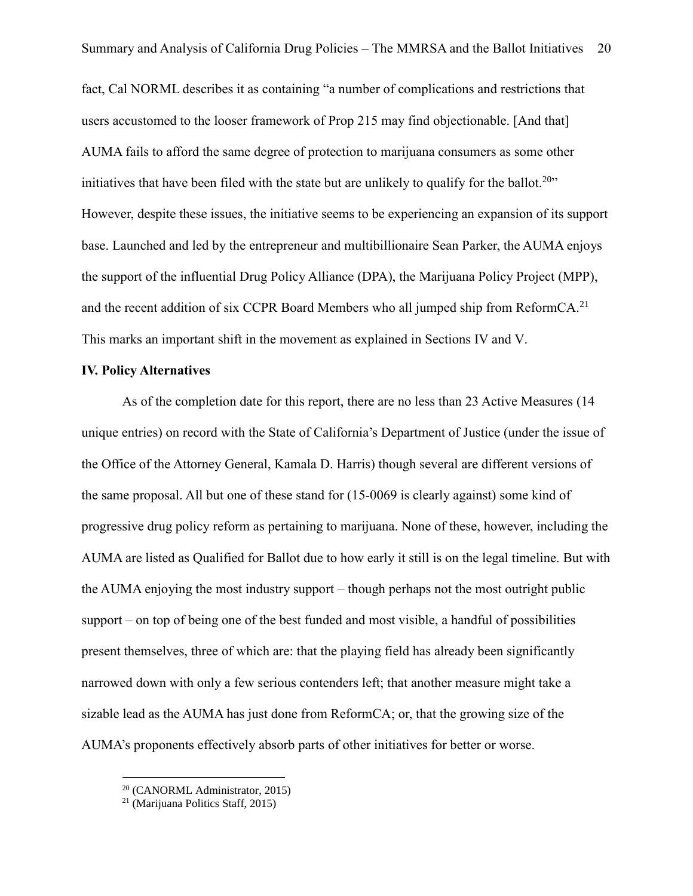fact, Cal NORML describes it as containing "a number of complications and restrictions that users accustomed to the looser framework of Prop 215 may find objectionable. [And that] AUMA fails to afford the same degree of protection to marijuana consumers as some other initiatives that have been filed with the state but are unlikely to qualify for the ballot.[20]" However, despite these issues, the initiative seems to be experiencing an expansion of its support base. Launched and led by the entrepreneur and multibillionaire Sean Parker, the AUMA enjoys the support of the influential Drug Policy Alliance (DPA), the Marijuana Policy Project (MPP), and the recent addition of six CCPR Board Members who all jumped ship from ReformCA.[21] This marks an important shift in the movement as explained in Sections IV and V.

**IV. Policy Alternatives**

As of the completion date for this report, there are no less than 23 Active Measures (14 unique entries) on record with the State of California's Department of Justice (under the issue of the Office of the Attorney General, Kamala D. Harris) though several are different versions of the same proposal. All but one of these stand for (15-0069 is clearly against) some kind of progressive drug policy reform as pertaining to marijuana. None of these, however, including the AUMA are listed as Qualified for Ballot due to how early it still is on the legal timeline. But with the AUMA enjoying the most industry support – though perhaps not the most outright public support – on top of being one of the best funded and most visible, a handful of possibilities present themselves, three of which are: that the playing field has already been significantly narrowed down with only a few serious contenders left; that another measure might take a sizable lead as the AUMA has just done from ReformCA; or, that the growing size of the AUMA's proponents effectively absorb parts of other initiatives for better or worse.

[20] (CANORML Administrator, 2015)

[21] (Marijuana Politics Staff, 2015)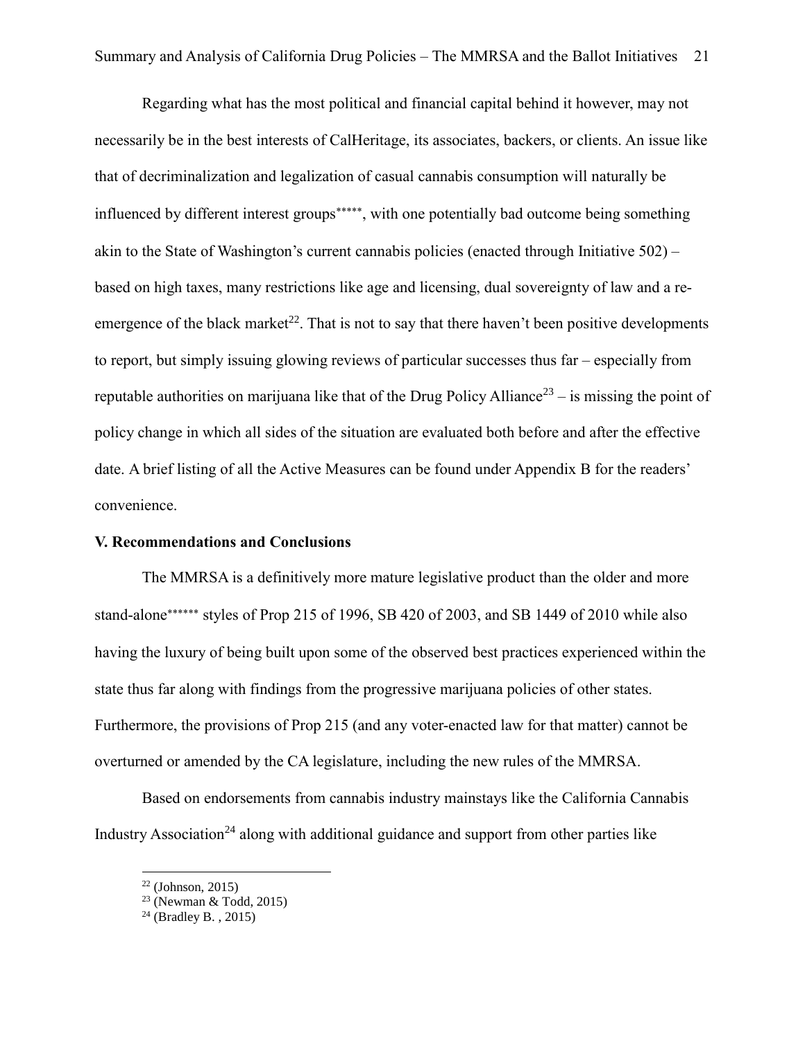Regarding what has the most political and financial capital behind it however, may not necessarily be in the best interests of CalHeritage, its associates, backers, or clients. An issue like that of decriminalization and legalization of casual cannabis consumption will naturally be influenced by different interest groups[*****], with one potentially bad outcome being something akin to the State of Washington's current cannabis policies (enacted through Initiative 502) – based on high taxes, many restrictions like age and licensing, dual sovereignty of law and a re-emergence of the black market[22]. That is not to say that there haven't been positive developments to report, but simply issuing glowing reviews of particular successes thus far – especially from reputable authorities on marijuana like that of the Drug Policy Alliance[23] – is missing the point of policy change in which all sides of the situation are evaluated both before and after the effective date. A brief listing of all the Active Measures can be found under Appendix B for the readers' convenience.

**V. Recommendations and Conclusions**

The MMRSA is a definitively more mature legislative product than the older and more stand-alone[******] styles of Prop 215 of 1996, SB 420 of 2003, and SB 1449 of 2010 while also having the luxury of being built upon some of the observed best practices experienced within the state thus far along with findings from the progressive marijuana policies of other states. Furthermore, the provisions of Prop 215 (and any voter-enacted law for that matter) cannot be overturned or amended by the CA legislature, including the new rules of the MMRSA.

Based on endorsements from cannabis industry mainstays like the California Cannabis Industry Association[24] along with additional guidance and support from other parties like

---

[22] (Johnson, 2015)

[23] (Newman & Todd, 2015)

[24] (Bradley B. , 2015)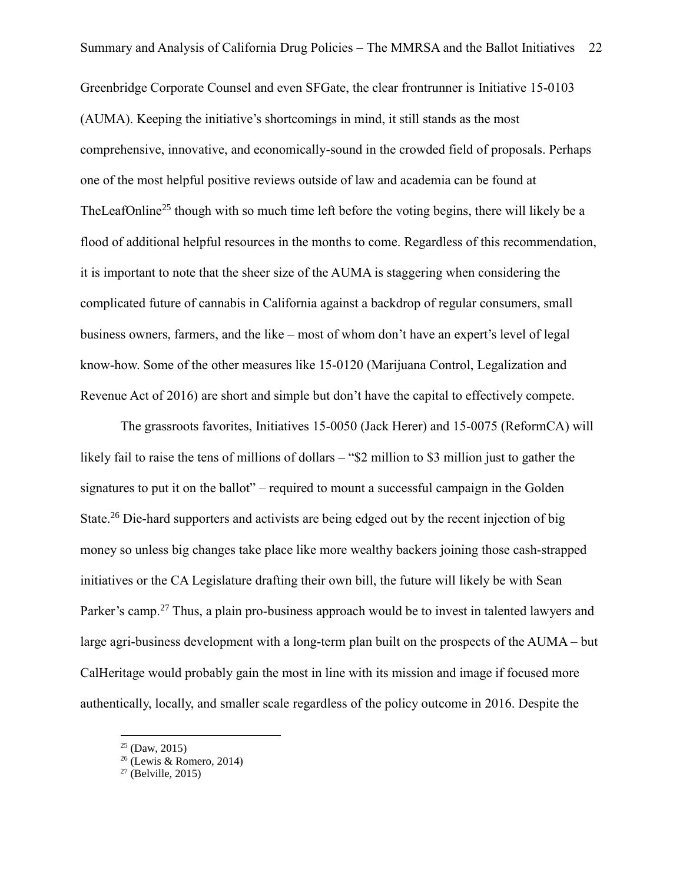Greenbridge Corporate Counsel and even SFGate, the clear frontrunner is Initiative 15-0103 (AUMA). Keeping the initiative's shortcomings in mind, it still stands as the most comprehensive, innovative, and economically-sound in the crowded field of proposals. Perhaps one of the most helpful positive reviews outside of law and academia can be found at TheLeafOnline[25] though with so much time left before the voting begins, there will likely be a flood of additional helpful resources in the months to come. Regardless of this recommendation, it is important to note that the sheer size of the AUMA is staggering when considering the complicated future of cannabis in California against a backdrop of regular consumers, small business owners, farmers, and the like – most of whom don't have an expert's level of legal know-how. Some of the other measures like 15-0120 (Marijuana Control, Legalization and Revenue Act of 2016) are short and simple but don't have the capital to effectively compete.

The grassroots favorites, Initiatives 15-0050 (Jack Herer) and 15-0075 (ReformCA) will likely fail to raise the tens of millions of dollars – "$2 million to $3 million just to gather the signatures to put it on the ballot" – required to mount a successful campaign in the Golden State.[26] Die-hard supporters and activists are being edged out by the recent injection of big money so unless big changes take place like more wealthy backers joining those cash-strapped initiatives or the CA Legislature drafting their own bill, the future will likely be with Sean Parker's camp.[27] Thus, a plain pro-business approach would be to invest in talented lawyers and large agri-business development with a long-term plan built on the prospects of the AUMA – but CalHeritage would probably gain the most in line with its mission and image if focused more authentically, locally, and smaller scale regardless of the policy outcome in 2016. Despite the

[25] (Daw, 2015)
[26] (Lewis & Romero, 2014)
[27] (Belville, 2015)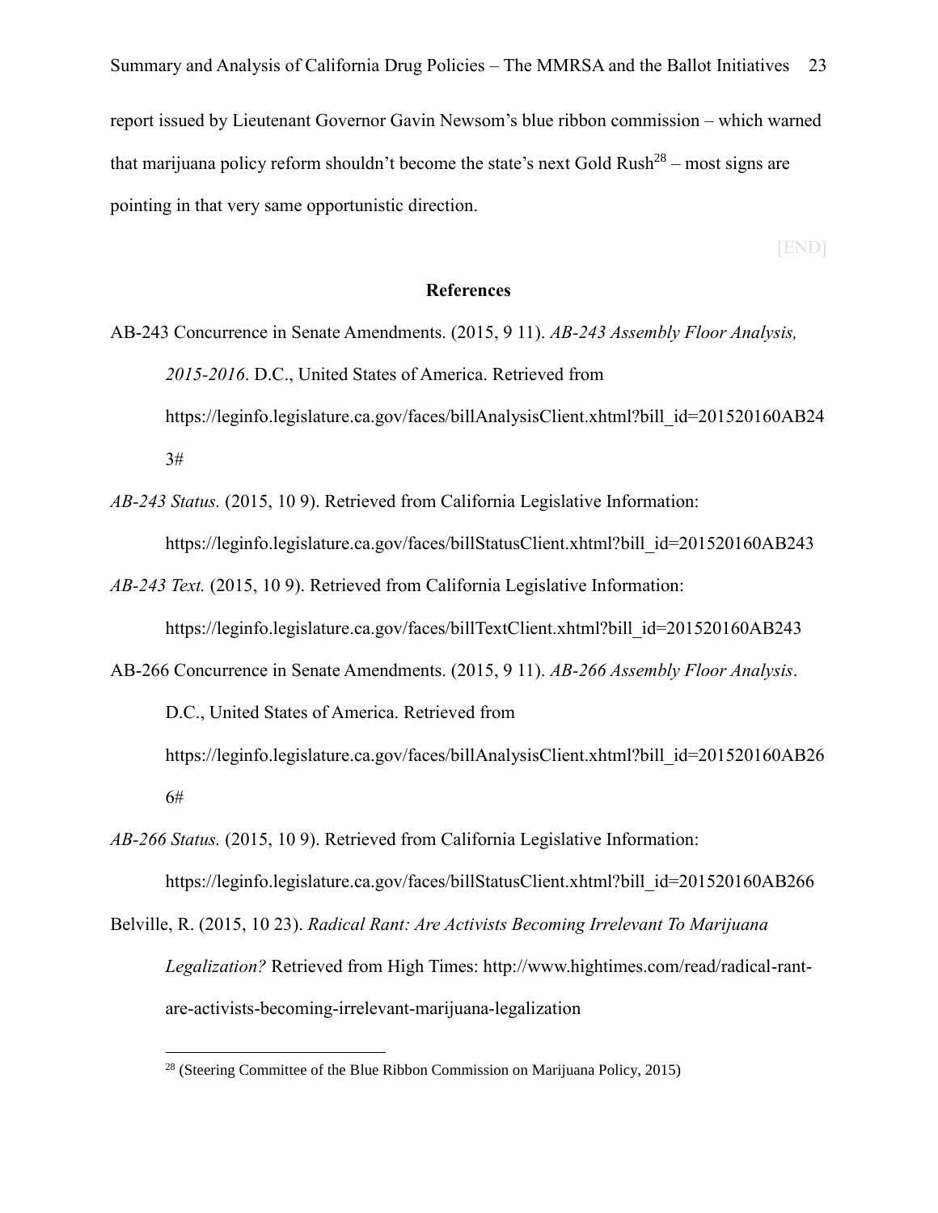report issued by Lieutenant Governor Gavin Newsom's blue ribbon commission – which warned that marijuana policy reform shouldn't become the state's next Gold Rush[28] – most signs are pointing in that very same opportunistic direction.

[END]

## References

AB-243 Concurrence in Senate Amendments. (2015, 9 11). *AB-243 Assembly Floor Analysis, 2015-2016*. D.C., United States of America. Retrieved from https://leginfo.legislature.ca.gov/faces/billAnalysisClient.xhtml?bill_id=201520160AB243#

*AB-243 Status.* (2015, 10 9). Retrieved from California Legislative Information: https://leginfo.legislature.ca.gov/faces/billStatusClient.xhtml?bill_id=201520160AB243

*AB-243 Text.* (2015, 10 9). Retrieved from California Legislative Information: https://leginfo.legislature.ca.gov/faces/billTextClient.xhtml?bill_id=201520160AB243

AB-266 Concurrence in Senate Amendments. (2015, 9 11). *AB-266 Assembly Floor Analysis*. D.C., United States of America. Retrieved from https://leginfo.legislature.ca.gov/faces/billAnalysisClient.xhtml?bill_id=201520160AB266#

*AB-266 Status.* (2015, 10 9). Retrieved from California Legislative Information: https://leginfo.legislature.ca.gov/faces/billStatusClient.xhtml?bill_id=201520160AB266

Belville, R. (2015, 10 23). *Radical Rant: Are Activists Becoming Irrelevant To Marijuana Legalization?* Retrieved from High Times: http://www.hightimes.com/read/radical-rant-are-activists-becoming-irrelevant-marijuana-legalization

---

[28] (Steering Committee of the Blue Ribbon Commission on Marijuana Policy, 2015)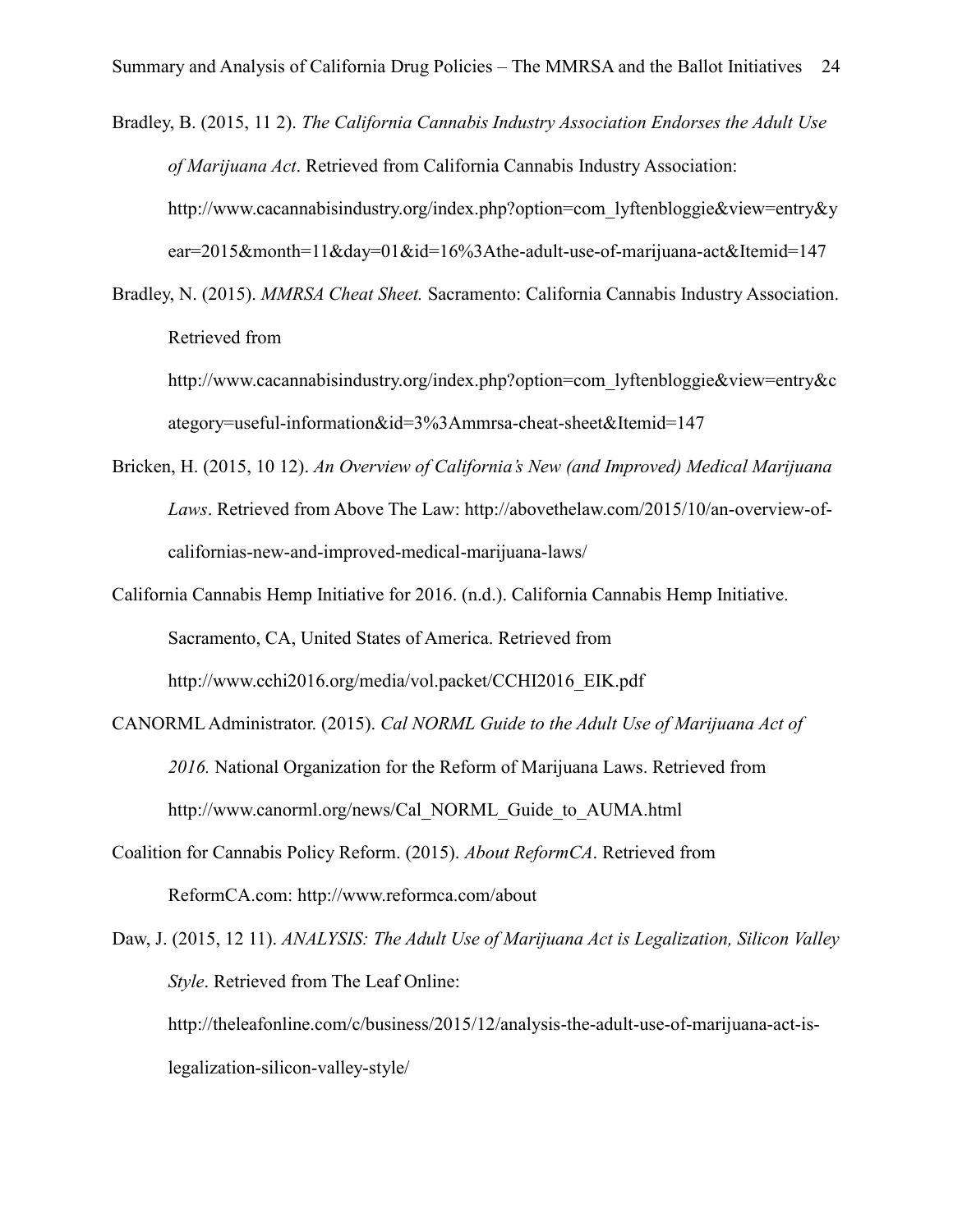Bradley, B. (2015, 11 2). *The California Cannabis Industry Association Endorses the Adult Use of Marijuana Act*. Retrieved from California Cannabis Industry Association: http://www.cacannabisindustry.org/index.php?option=com_lyftenbloggie&view=entry&year=2015&month=11&day=01&id=16%3Athe-adult-use-of-marijuana-act&Itemid=147

Bradley, N. (2015). *MMRSA Cheat Sheet.* Sacramento: California Cannabis Industry Association. Retrieved from http://www.cacannabisindustry.org/index.php?option=com_lyftenbloggie&view=entry&category=useful-information&id=3%3Ammrsa-cheat-sheet&Itemid=147

Bricken, H. (2015, 10 12). *An Overview of California's New (and Improved) Medical Marijuana Laws*. Retrieved from Above The Law: http://abovethelaw.com/2015/10/an-overview-of-californias-new-and-improved-medical-marijuana-laws/

California Cannabis Hemp Initiative for 2016. (n.d.). California Cannabis Hemp Initiative. Sacramento, CA, United States of America. Retrieved from http://www.cchi2016.org/media/vol.packet/CCHI2016_EIK.pdf

CANORML Administrator. (2015). *Cal NORML Guide to the Adult Use of Marijuana Act of 2016.* National Organization for the Reform of Marijuana Laws. Retrieved from http://www.canorml.org/news/Cal_NORML_Guide_to_AUMA.html

Coalition for Cannabis Policy Reform. (2015). *About ReformCA*. Retrieved from ReformCA.com: http://www.reformca.com/about

Daw, J. (2015, 12 11). *ANALYSIS: The Adult Use of Marijuana Act is Legalization, Silicon Valley Style*. Retrieved from The Leaf Online: http://theleafonline.com/c/business/2015/12/analysis-the-adult-use-of-marijuana-act-is-legalization-silicon-valley-style/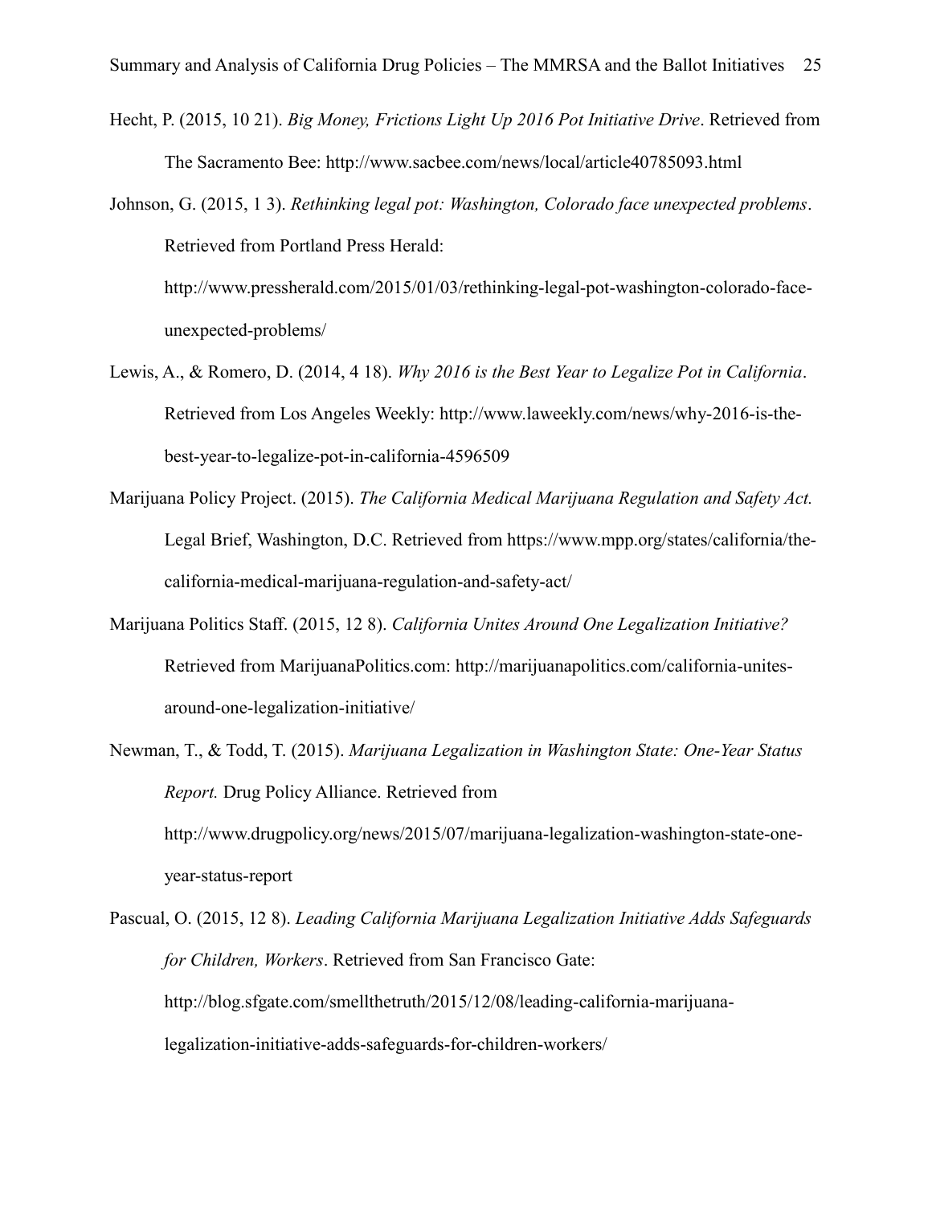Hecht, P. (2015, 10 21). *Big Money, Frictions Light Up 2016 Pot Initiative Drive*. Retrieved from The Sacramento Bee: http://www.sacbee.com/news/local/article40785093.html

Johnson, G. (2015, 1 3). *Rethinking legal pot: Washington, Colorado face unexpected problems*. Retrieved from Portland Press Herald: http://www.pressherald.com/2015/01/03/rethinking-legal-pot-washington-colorado-face-unexpected-problems/

Lewis, A., & Romero, D. (2014, 4 18). *Why 2016 is the Best Year to Legalize Pot in California*. Retrieved from Los Angeles Weekly: http://www.laweekly.com/news/why-2016-is-the-best-year-to-legalize-pot-in-california-4596509

Marijuana Policy Project. (2015). *The California Medical Marijuana Regulation and Safety Act.* Legal Brief, Washington, D.C. Retrieved from https://www.mpp.org/states/california/the-california-medical-marijuana-regulation-and-safety-act/

Marijuana Politics Staff. (2015, 12 8). *California Unites Around One Legalization Initiative?* Retrieved from MarijuanaPolitics.com: http://marijuanapolitics.com/california-unites-around-one-legalization-initiative/

Newman, T., & Todd, T. (2015). *Marijuana Legalization in Washington State: One-Year Status Report.* Drug Policy Alliance. Retrieved from http://www.drugpolicy.org/news/2015/07/marijuana-legalization-washington-state-one-year-status-report

Pascual, O. (2015, 12 8). *Leading California Marijuana Legalization Initiative Adds Safeguards for Children, Workers*. Retrieved from San Francisco Gate: http://blog.sfgate.com/smellthetruth/2015/12/08/leading-california-marijuana-legalization-initiative-adds-safeguards-for-children-workers/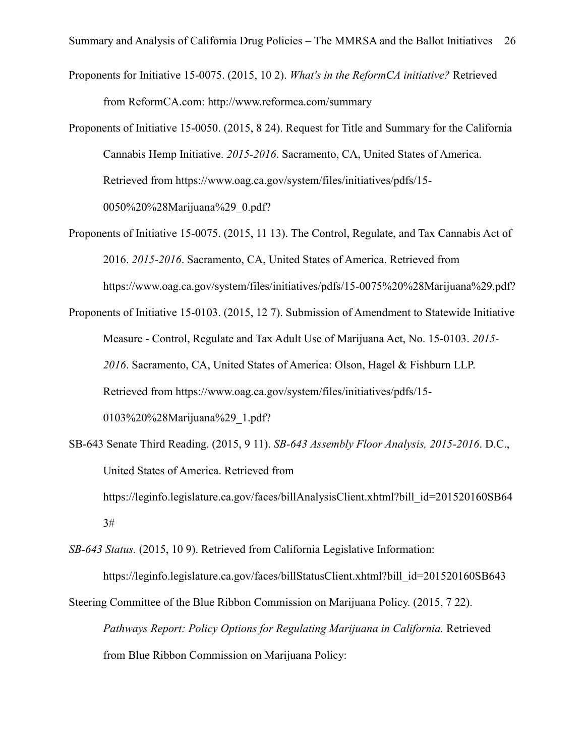Proponents for Initiative 15-0075. (2015, 10 2). *What's in the ReformCA initiative?* Retrieved from ReformCA.com: http://www.reformca.com/summary

Proponents of Initiative 15-0050. (2015, 8 24). Request for Title and Summary for the California Cannabis Hemp Initiative. *2015-2016*. Sacramento, CA, United States of America. Retrieved from https://www.oag.ca.gov/system/files/initiatives/pdfs/15-0050%20%28Marijuana%29_0.pdf?

Proponents of Initiative 15-0075. (2015, 11 13). The Control, Regulate, and Tax Cannabis Act of 2016. *2015-2016*. Sacramento, CA, United States of America. Retrieved from https://www.oag.ca.gov/system/files/initiatives/pdfs/15-0075%20%28Marijuana%29.pdf?

Proponents of Initiative 15-0103. (2015, 12 7). Submission of Amendment to Statewide Initiative Measure - Control, Regulate and Tax Adult Use of Marijuana Act, No. 15-0103. *2015-2016*. Sacramento, CA, United States of America: Olson, Hagel & Fishburn LLP. Retrieved from https://www.oag.ca.gov/system/files/initiatives/pdfs/15-0103%20%28Marijuana%29_1.pdf?

SB-643 Senate Third Reading. (2015, 9 11). *SB-643 Assembly Floor Analysis, 2015-2016*. D.C., United States of America. Retrieved from https://leginfo.legislature.ca.gov/faces/billAnalysisClient.xhtml?bill_id=201520160SB643#

*SB-643 Status.* (2015, 10 9). Retrieved from California Legislative Information: https://leginfo.legislature.ca.gov/faces/billStatusClient.xhtml?bill_id=201520160SB643

Steering Committee of the Blue Ribbon Commission on Marijuana Policy. (2015, 7 22). *Pathways Report: Policy Options for Regulating Marijuana in California.* Retrieved from Blue Ribbon Commission on Marijuana Policy: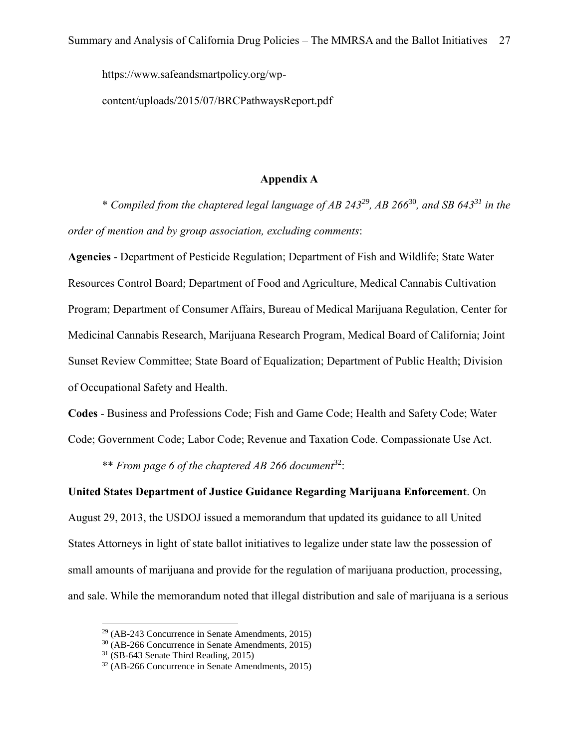https://www.safeandsmartpolicy.org/wp-content/uploads/2015/07/BRCPathwaysReport.pdf

## Appendix A

\* *Compiled from the chaptered legal language of AB 243*[29]*, AB 266*[30]*, and SB 643*[31] *in the order of mention and by group association, excluding comments*:

**Agencies** - Department of Pesticide Regulation; Department of Fish and Wildlife; State Water Resources Control Board; Department of Food and Agriculture, Medical Cannabis Cultivation Program; Department of Consumer Affairs, Bureau of Medical Marijuana Regulation, Center for Medicinal Cannabis Research, Marijuana Research Program, Medical Board of California; Joint Sunset Review Committee; State Board of Equalization; Department of Public Health; Division of Occupational Safety and Health.

**Codes** - Business and Professions Code; Fish and Game Code; Health and Safety Code; Water Code; Government Code; Labor Code; Revenue and Taxation Code. Compassionate Use Act.

\*\* *From page 6 of the chaptered AB 266 document*[32]:

**United States Department of Justice Guidance Regarding Marijuana Enforcement**. On August 29, 2013, the USDOJ issued a memorandum that updated its guidance to all United States Attorneys in light of state ballot initiatives to legalize under state law the possession of small amounts of marijuana and provide for the regulation of marijuana production, processing, and sale. While the memorandum noted that illegal distribution and sale of marijuana is a serious

---

[29] (AB-243 Concurrence in Senate Amendments, 2015)

[30] (AB-266 Concurrence in Senate Amendments, 2015)

[31] (SB-643 Senate Third Reading, 2015)

[32] (AB-266 Concurrence in Senate Amendments, 2015)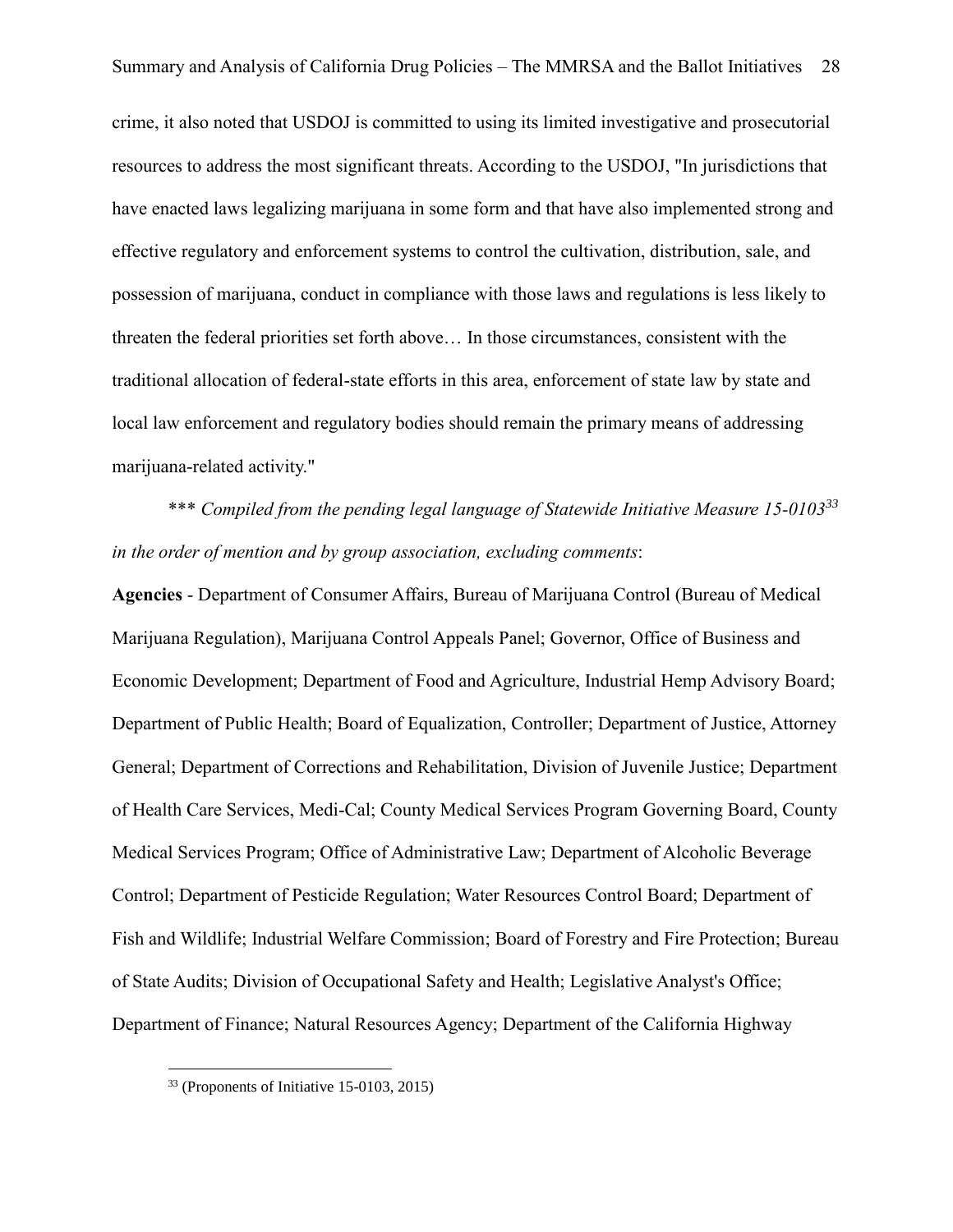crime, it also noted that USDOJ is committed to using its limited investigative and prosecutorial resources to address the most significant threats. According to the USDOJ, "In jurisdictions that have enacted laws legalizing marijuana in some form and that have also implemented strong and effective regulatory and enforcement systems to control the cultivation, distribution, sale, and possession of marijuana, conduct in compliance with those laws and regulations is less likely to threaten the federal priorities set forth above… In those circumstances, consistent with the traditional allocation of federal-state efforts in this area, enforcement of state law by state and local law enforcement and regulatory bodies should remain the primary means of addressing marijuana-related activity."

\*\*\* *Compiled from the pending legal language of Statewide Initiative Measure 15-0103*[33] *in the order of mention and by group association, excluding comments*:

**Agencies** - Department of Consumer Affairs, Bureau of Marijuana Control (Bureau of Medical Marijuana Regulation), Marijuana Control Appeals Panel; Governor, Office of Business and Economic Development; Department of Food and Agriculture, Industrial Hemp Advisory Board; Department of Public Health; Board of Equalization, Controller; Department of Justice, Attorney General; Department of Corrections and Rehabilitation, Division of Juvenile Justice; Department of Health Care Services, Medi-Cal; County Medical Services Program Governing Board, County Medical Services Program; Office of Administrative Law; Department of Alcoholic Beverage Control; Department of Pesticide Regulation; Water Resources Control Board; Department of Fish and Wildlife; Industrial Welfare Commission; Board of Forestry and Fire Protection; Bureau of State Audits; Division of Occupational Safety and Health; Legislative Analyst's Office; Department of Finance; Natural Resources Agency; Department of the California Highway

[33] (Proponents of Initiative 15-0103, 2015)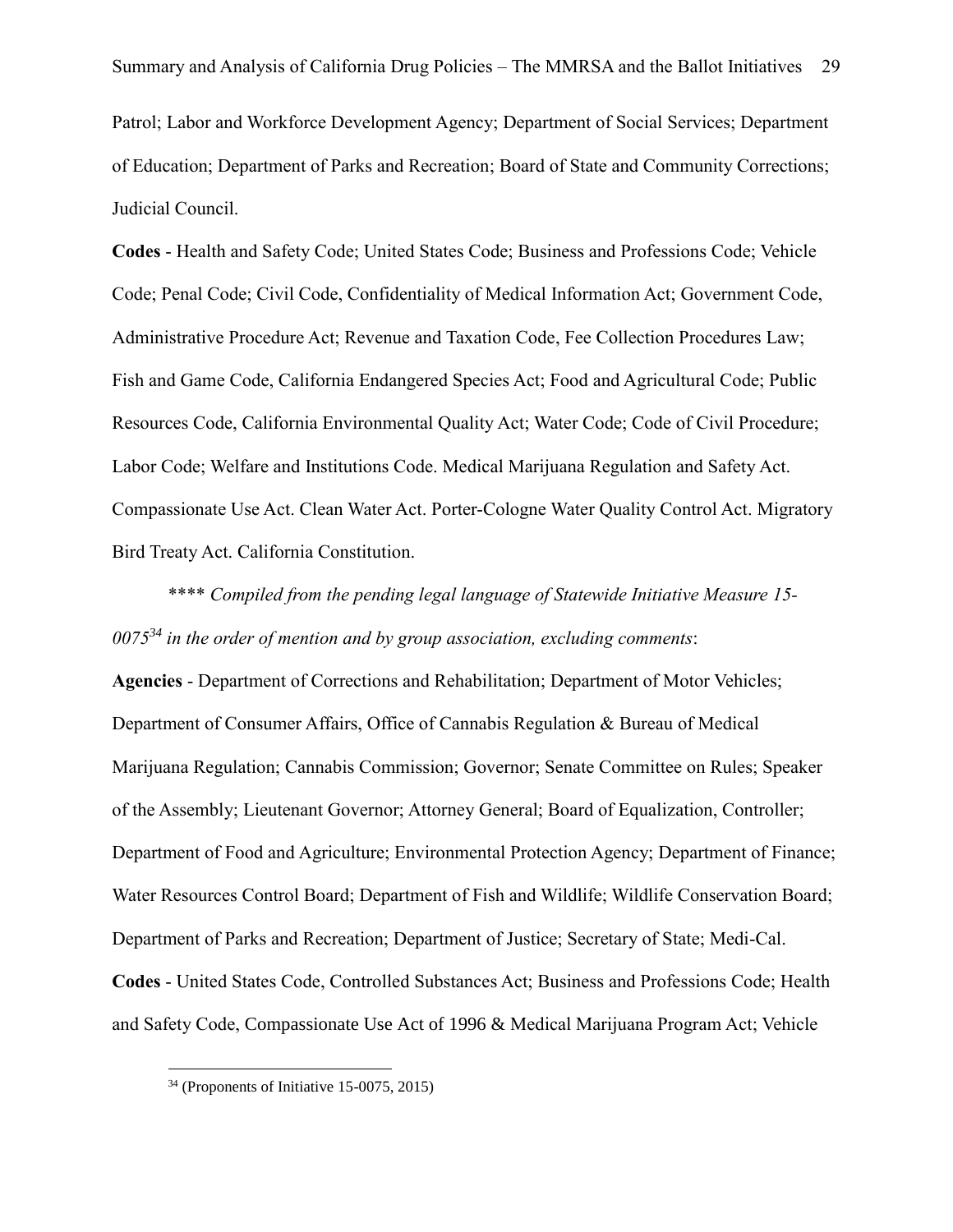Patrol; Labor and Workforce Development Agency; Department of Social Services; Department of Education; Department of Parks and Recreation; Board of State and Community Corrections; Judicial Council.

**Codes** - Health and Safety Code; United States Code; Business and Professions Code; Vehicle Code; Penal Code; Civil Code, Confidentiality of Medical Information Act; Government Code, Administrative Procedure Act; Revenue and Taxation Code, Fee Collection Procedures Law; Fish and Game Code, California Endangered Species Act; Food and Agricultural Code; Public Resources Code, California Environmental Quality Act; Water Code; Code of Civil Procedure; Labor Code; Welfare and Institutions Code. Medical Marijuana Regulation and Safety Act. Compassionate Use Act. Clean Water Act. Porter-Cologne Water Quality Control Act. Migratory Bird Treaty Act. California Constitution.

\*\*\*\* *Compiled from the pending legal language of Statewide Initiative Measure 15-0075*[34] *in the order of mention and by group association, excluding comments*:

**Agencies** - Department of Corrections and Rehabilitation; Department of Motor Vehicles; Department of Consumer Affairs, Office of Cannabis Regulation & Bureau of Medical Marijuana Regulation; Cannabis Commission; Governor; Senate Committee on Rules; Speaker of the Assembly; Lieutenant Governor; Attorney General; Board of Equalization, Controller; Department of Food and Agriculture; Environmental Protection Agency; Department of Finance; Water Resources Control Board; Department of Fish and Wildlife; Wildlife Conservation Board; Department of Parks and Recreation; Department of Justice; Secretary of State; Medi-Cal.

**Codes** - United States Code, Controlled Substances Act; Business and Professions Code; Health and Safety Code, Compassionate Use Act of 1996 & Medical Marijuana Program Act; Vehicle

[34] (Proponents of Initiative 15-0075, 2015)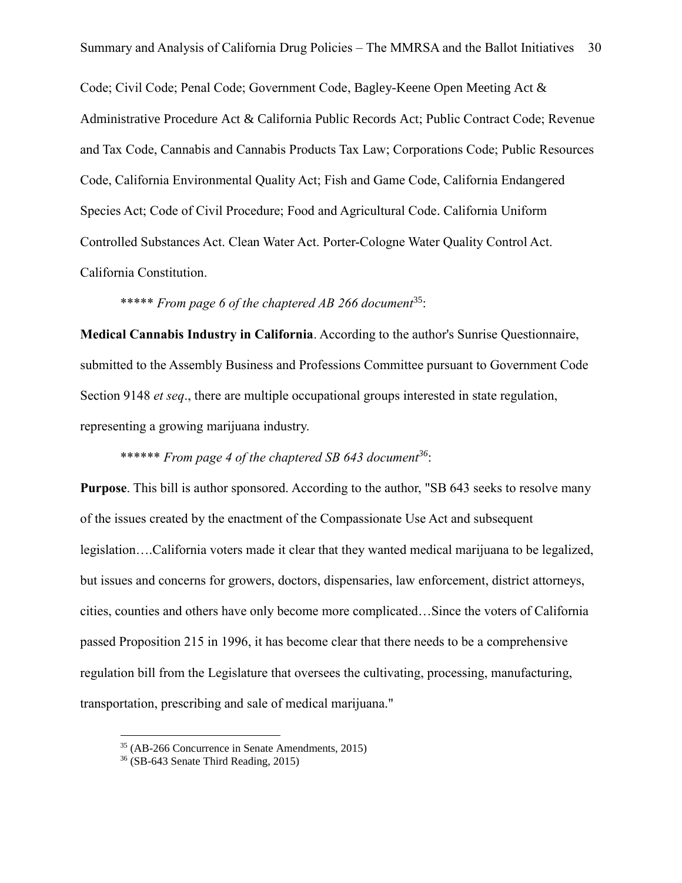Code; Civil Code; Penal Code; Government Code, Bagley-Keene Open Meeting Act & Administrative Procedure Act & California Public Records Act; Public Contract Code; Revenue and Tax Code, Cannabis and Cannabis Products Tax Law; Corporations Code; Public Resources Code, California Environmental Quality Act; Fish and Game Code, California Endangered Species Act; Code of Civil Procedure; Food and Agricultural Code. California Uniform Controlled Substances Act. Clean Water Act. Porter-Cologne Water Quality Control Act. California Constitution.

***** *From page 6 of the chaptered AB 266 document*[35]:

**Medical Cannabis Industry in California**. According to the author's Sunrise Questionnaire, submitted to the Assembly Business and Professions Committee pursuant to Government Code Section 9148 *et seq*., there are multiple occupational groups interested in state regulation, representing a growing marijuana industry.

****** *From page 4 of the chaptered SB 643 document*[36]:

**Purpose**. This bill is author sponsored. According to the author, "SB 643 seeks to resolve many of the issues created by the enactment of the Compassionate Use Act and subsequent legislation….California voters made it clear that they wanted medical marijuana to be legalized, but issues and concerns for growers, doctors, dispensaries, law enforcement, district attorneys, cities, counties and others have only become more complicated…Since the voters of California passed Proposition 215 in 1996, it has become clear that there needs to be a comprehensive regulation bill from the Legislature that oversees the cultivating, processing, manufacturing, transportation, prescribing and sale of medical marijuana."

[35] (AB-266 Concurrence in Senate Amendments, 2015)

[36] (SB-643 Senate Third Reading, 2015)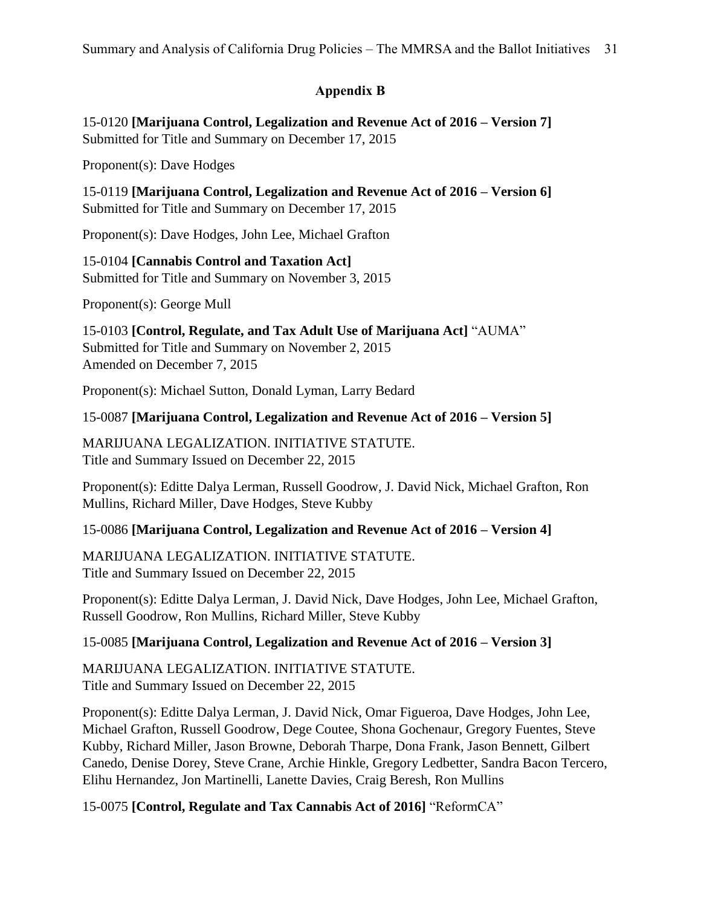## Appendix B

15-0120 **[Marijuana Control, Legalization and Revenue Act of 2016 – Version 7]**
Submitted for Title and Summary on December 17, 2015

Proponent(s): Dave Hodges

15-0119 **[Marijuana Control, Legalization and Revenue Act of 2016 – Version 6]**
Submitted for Title and Summary on December 17, 2015

Proponent(s): Dave Hodges, John Lee, Michael Grafton

15-0104 **[Cannabis Control and Taxation Act]**
Submitted for Title and Summary on November 3, 2015

Proponent(s): George Mull

15-0103 **[Control, Regulate, and Tax Adult Use of Marijuana Act]** "AUMA"
Submitted for Title and Summary on November 2, 2015
Amended on December 7, 2015

Proponent(s): Michael Sutton, Donald Lyman, Larry Bedard

15-0087 **[Marijuana Control, Legalization and Revenue Act of 2016 – Version 5]**

MARIJUANA LEGALIZATION. INITIATIVE STATUTE.
Title and Summary Issued on December 22, 2015

Proponent(s): Editte Dalya Lerman, Russell Goodrow, J. David Nick, Michael Grafton, Ron Mullins, Richard Miller, Dave Hodges, Steve Kubby

15-0086 **[Marijuana Control, Legalization and Revenue Act of 2016 – Version 4]**

MARIJUANA LEGALIZATION. INITIATIVE STATUTE.
Title and Summary Issued on December 22, 2015

Proponent(s): Editte Dalya Lerman, J. David Nick, Dave Hodges, John Lee, Michael Grafton, Russell Goodrow, Ron Mullins, Richard Miller, Steve Kubby

15-0085 **[Marijuana Control, Legalization and Revenue Act of 2016 – Version 3]**

MARIJUANA LEGALIZATION. INITIATIVE STATUTE.
Title and Summary Issued on December 22, 2015

Proponent(s): Editte Dalya Lerman, J. David Nick, Omar Figueroa, Dave Hodges, John Lee, Michael Grafton, Russell Goodrow, Dege Coutee, Shona Gochenaur, Gregory Fuentes, Steve Kubby, Richard Miller, Jason Browne, Deborah Tharpe, Dona Frank, Jason Bennett, Gilbert Canedo, Denise Dorey, Steve Crane, Archie Hinkle, Gregory Ledbetter, Sandra Bacon Tercero, Elihu Hernandez, Jon Martinelli, Lanette Davies, Craig Beresh, Ron Mullins

15-0075 **[Control, Regulate and Tax Cannabis Act of 2016]** "ReformCA"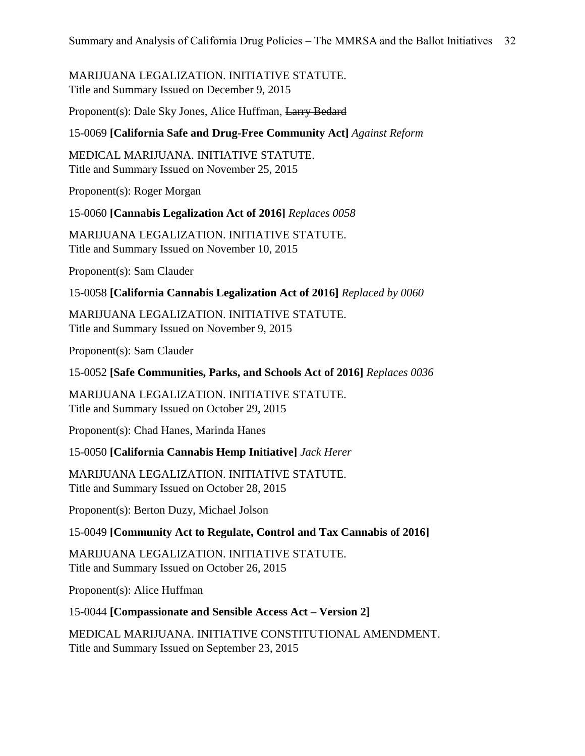MARIJUANA LEGALIZATION. INITIATIVE STATUTE.
Title and Summary Issued on December 9, 2015

Proponent(s): Dale Sky Jones, Alice Huffman, ~~Larry Bedard~~

15-0069 **[California Safe and Drug-Free Community Act]** *Against Reform*

MEDICAL MARIJUANA. INITIATIVE STATUTE.
Title and Summary Issued on November 25, 2015

Proponent(s): Roger Morgan

15-0060 **[Cannabis Legalization Act of 2016]** *Replaces 0058*

MARIJUANA LEGALIZATION. INITIATIVE STATUTE.
Title and Summary Issued on November 10, 2015

Proponent(s): Sam Clauder

15-0058 **[California Cannabis Legalization Act of 2016]** *Replaced by 0060*

MARIJUANA LEGALIZATION. INITIATIVE STATUTE.
Title and Summary Issued on November 9, 2015

Proponent(s): Sam Clauder

15-0052 **[Safe Communities, Parks, and Schools Act of 2016]** *Replaces 0036*

MARIJUANA LEGALIZATION. INITIATIVE STATUTE.
Title and Summary Issued on October 29, 2015

Proponent(s): Chad Hanes, Marinda Hanes

15-0050 **[California Cannabis Hemp Initiative]** *Jack Herer*

MARIJUANA LEGALIZATION. INITIATIVE STATUTE.
Title and Summary Issued on October 28, 2015

Proponent(s): Berton Duzy, Michael Jolson

15-0049 **[Community Act to Regulate, Control and Tax Cannabis of 2016]**

MARIJUANA LEGALIZATION. INITIATIVE STATUTE.
Title and Summary Issued on October 26, 2015

Proponent(s): Alice Huffman

15-0044 **[Compassionate and Sensible Access Act – Version 2]**

MEDICAL MARIJUANA. INITIATIVE CONSTITUTIONAL AMENDMENT.
Title and Summary Issued on September 23, 2015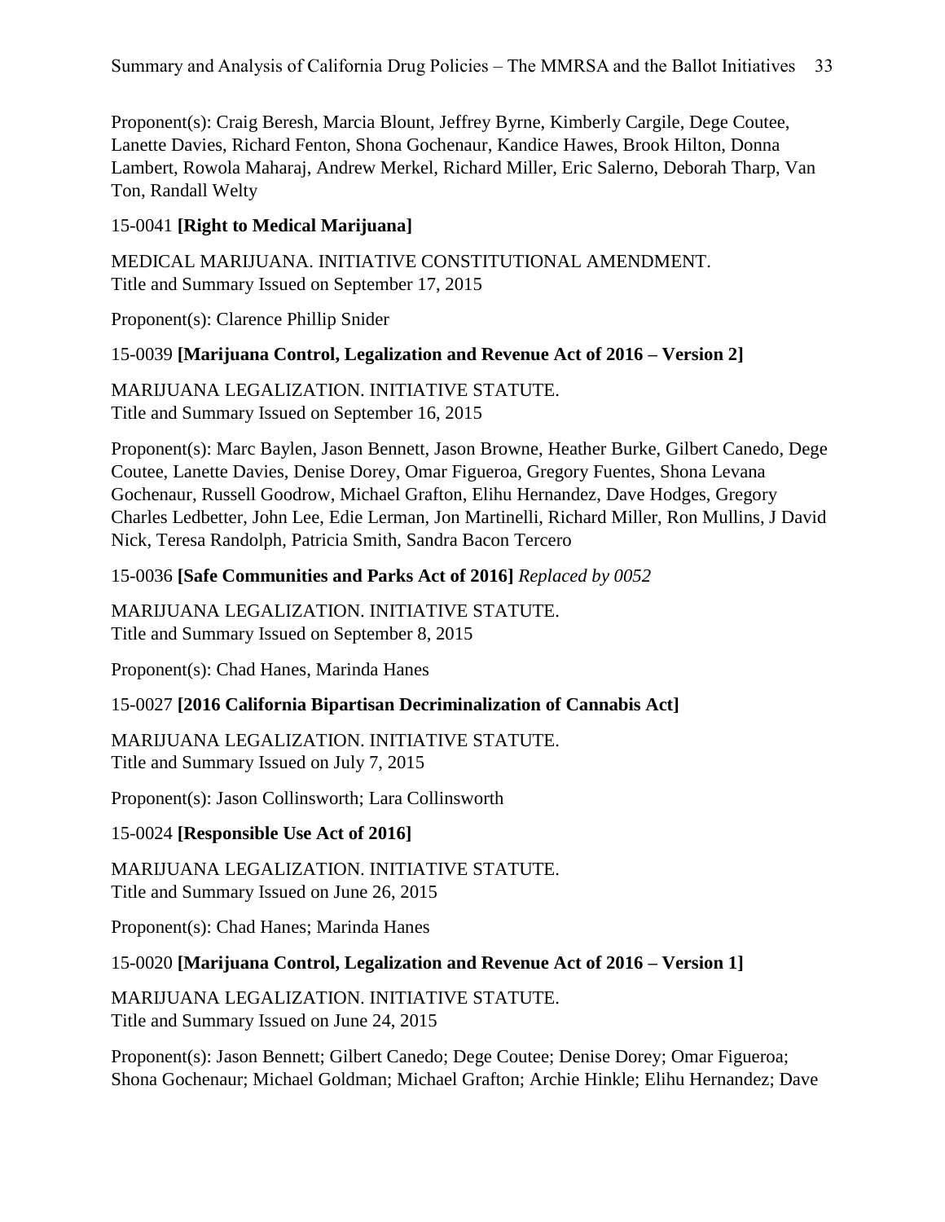Proponent(s): Craig Beresh, Marcia Blount, Jeffrey Byrne, Kimberly Cargile, Dege Coutee, Lanette Davies, Richard Fenton, Shona Gochenaur, Kandice Hawes, Brook Hilton, Donna Lambert, Rowola Maharaj, Andrew Merkel, Richard Miller, Eric Salerno, Deborah Tharp, Van Ton, Randall Welty

15-0041 **[Right to Medical Marijuana]**

MEDICAL MARIJUANA. INITIATIVE CONSTITUTIONAL AMENDMENT.
Title and Summary Issued on September 17, 2015

Proponent(s): Clarence Phillip Snider

15-0039 **[Marijuana Control, Legalization and Revenue Act of 2016 – Version 2]**

MARIJUANA LEGALIZATION. INITIATIVE STATUTE.
Title and Summary Issued on September 16, 2015

Proponent(s): Marc Baylen, Jason Bennett, Jason Browne, Heather Burke, Gilbert Canedo, Dege Coutee, Lanette Davies, Denise Dorey, Omar Figueroa, Gregory Fuentes, Shona Levana Gochenaur, Russell Goodrow, Michael Grafton, Elihu Hernandez, Dave Hodges, Gregory Charles Ledbetter, John Lee, Edie Lerman, Jon Martinelli, Richard Miller, Ron Mullins, J David Nick, Teresa Randolph, Patricia Smith, Sandra Bacon Tercero

15-0036 **[Safe Communities and Parks Act of 2016]** *Replaced by 0052*

MARIJUANA LEGALIZATION. INITIATIVE STATUTE.
Title and Summary Issued on September 8, 2015

Proponent(s): Chad Hanes, Marinda Hanes

15-0027 **[2016 California Bipartisan Decriminalization of Cannabis Act]**

MARIJUANA LEGALIZATION. INITIATIVE STATUTE.
Title and Summary Issued on July 7, 2015

Proponent(s): Jason Collinsworth; Lara Collinsworth

15-0024 **[Responsible Use Act of 2016]**

MARIJUANA LEGALIZATION. INITIATIVE STATUTE.
Title and Summary Issued on June 26, 2015

Proponent(s): Chad Hanes; Marinda Hanes

15-0020 **[Marijuana Control, Legalization and Revenue Act of 2016 – Version 1]**

MARIJUANA LEGALIZATION. INITIATIVE STATUTE.
Title and Summary Issued on June 24, 2015

Proponent(s): Jason Bennett; Gilbert Canedo; Dege Coutee; Denise Dorey; Omar Figueroa; Shona Gochenaur; Michael Goldman; Michael Grafton; Archie Hinkle; Elihu Hernandez; Dave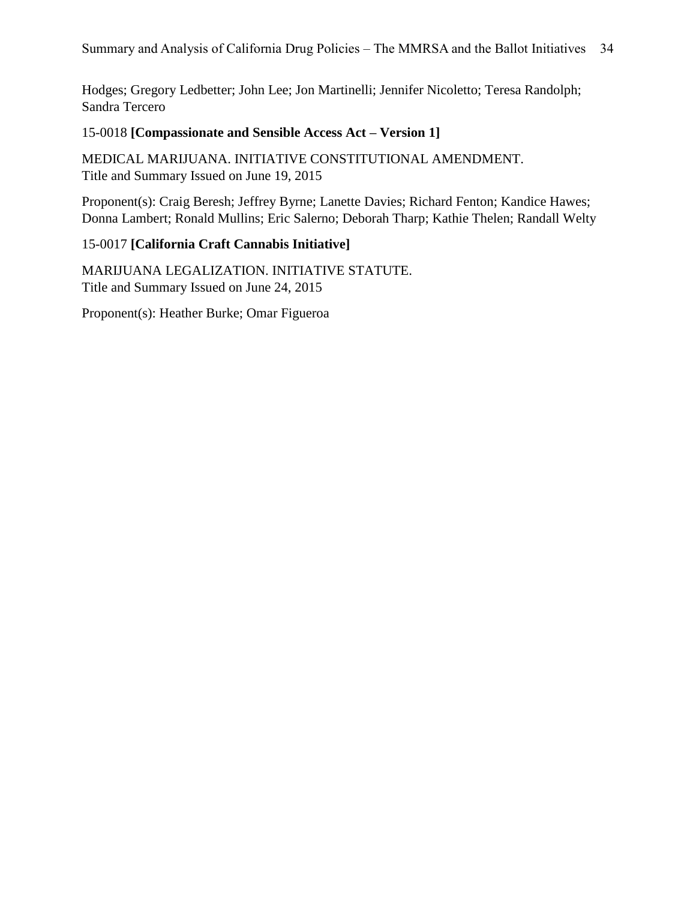Hodges; Gregory Ledbetter; John Lee; Jon Martinelli; Jennifer Nicoletto; Teresa Randolph; Sandra Tercero

15-0018 **[Compassionate and Sensible Access Act – Version 1]**

MEDICAL MARIJUANA. INITIATIVE CONSTITUTIONAL AMENDMENT.
Title and Summary Issued on June 19, 2015

Proponent(s): Craig Beresh; Jeffrey Byrne; Lanette Davies; Richard Fenton; Kandice Hawes; Donna Lambert; Ronald Mullins; Eric Salerno; Deborah Tharp; Kathie Thelen; Randall Welty

15-0017 **[California Craft Cannabis Initiative]**

MARIJUANA LEGALIZATION. INITIATIVE STATUTE.
Title and Summary Issued on June 24, 2015

Proponent(s): Heather Burke; Omar Figueroa